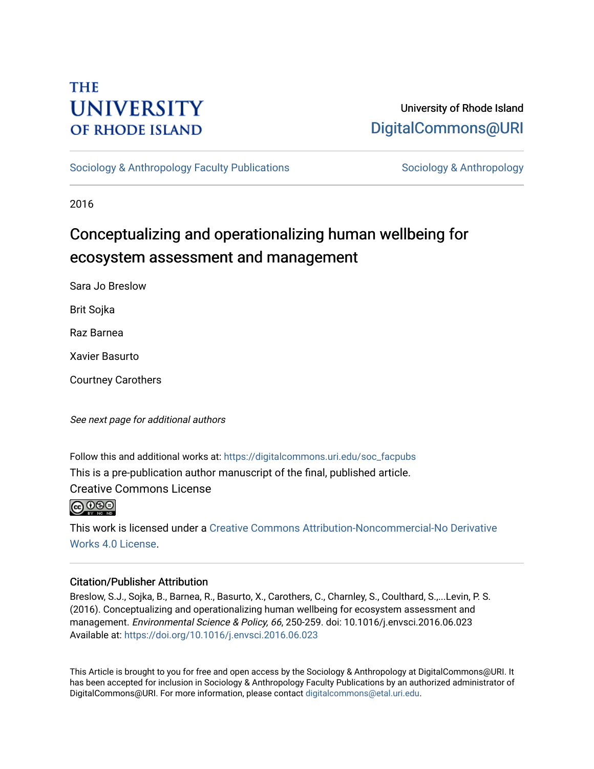THE UNIVERSITY OF RHODE ISLAND

University of Rhode Island
DigitalCommons@URI

Sociology & Anthropology Faculty Publications | Sociology & Anthropology

2016

# Conceptualizing and operationalizing human wellbeing for ecosystem assessment and management

Sara Jo Breslow

Brit Sojka

Raz Barnea

Xavier Basurto

Courtney Carothers

*See next page for additional authors*

Follow this and additional works at: https://digitalcommons.uri.edu/soc_facpubs

This is a pre-publication author manuscript of the final, published article.

Creative Commons License

This work is licensed under a Creative Commons Attribution-Noncommercial-No Derivative Works 4.0 License.

## Citation/Publisher Attribution

Breslow, S.J., Sojka, B., Barnea, R., Basurto, X., Carothers, C., Charnley, S., Coulthard, S.,...Levin, P. S. (2016). Conceptualizing and operationalizing human wellbeing for ecosystem assessment and management. *Environmental Science & Policy, 66*, 250-259. doi: 10.1016/j.envsci.2016.06.023

Available at: https://doi.org/10.1016/j.envsci.2016.06.023

This Article is brought to you for free and open access by the Sociology & Anthropology at DigitalCommons@URI. It has been accepted for inclusion in Sociology & Anthropology Faculty Publications by an authorized administrator of DigitalCommons@URI. For more information, please contact digitalcommons@etal.uri.edu.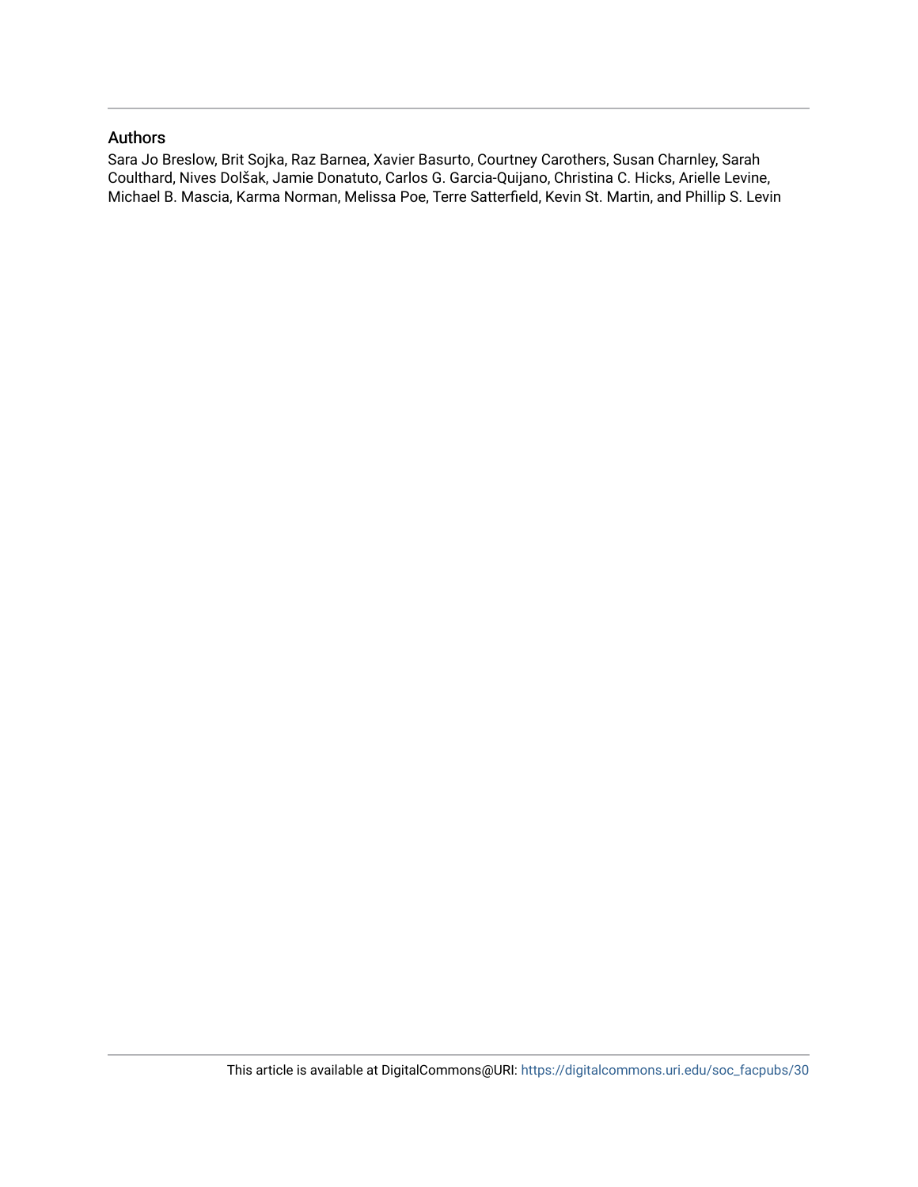## Authors

Sara Jo Breslow, Brit Sojka, Raz Barnea, Xavier Basurto, Courtney Carothers, Susan Charnley, Sarah Coulthard, Nives Dolšak, Jamie Donatuto, Carlos G. Garcia-Quijano, Christina C. Hicks, Arielle Levine, Michael B. Mascia, Karma Norman, Melissa Poe, Terre Satterfield, Kevin St. Martin, and Phillip S. Levin

This article is available at DigitalCommons@URI: https://digitalcommons.uri.edu/soc_facpubs/30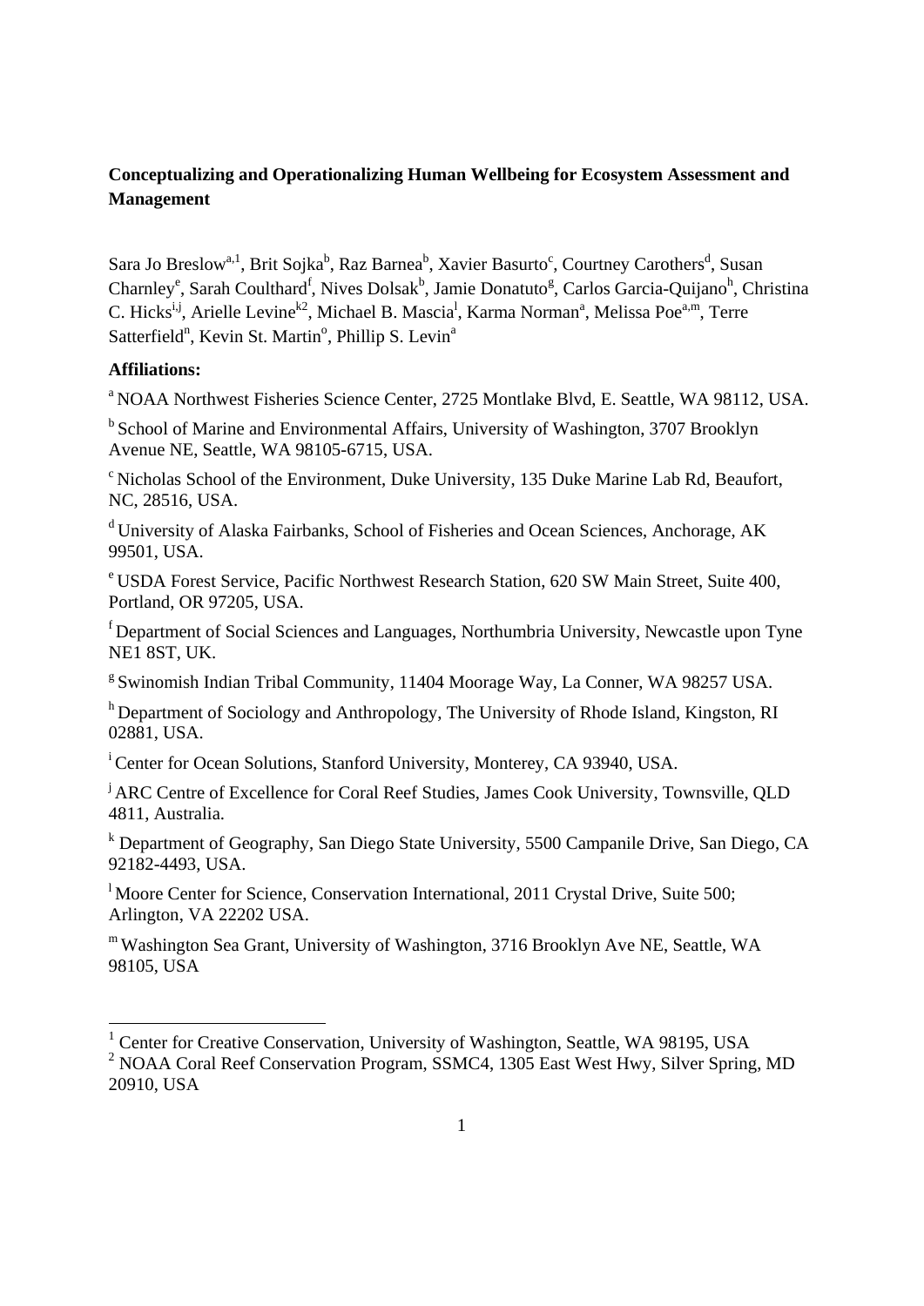**Conceptualizing and Operationalizing Human Wellbeing for Ecosystem Assessment and Management**

Sara Jo Breslow[a,1], Brit Sojka[b], Raz Barnea[b], Xavier Basurto[c], Courtney Carothers[d], Susan Charnley[e], Sarah Coulthard[f], Nives Dolsak[b], Jamie Donatuto[g], Carlos Garcia-Quijano[h], Christina C. Hicks[i,j], Arielle Levine[k2], Michael B. Mascia[l], Karma Norman[a], Melissa Poe[a,m], Terre Satterfield[n], Kevin St. Martin[o], Phillip S. Levin[a]

**Affiliations:**

[a] NOAA Northwest Fisheries Science Center, 2725 Montlake Blvd, E. Seattle, WA 98112, USA.

[b] School of Marine and Environmental Affairs, University of Washington, 3707 Brooklyn Avenue NE, Seattle, WA 98105-6715, USA.

[c] Nicholas School of the Environment, Duke University, 135 Duke Marine Lab Rd, Beaufort, NC, 28516, USA.

[d] University of Alaska Fairbanks, School of Fisheries and Ocean Sciences, Anchorage, AK 99501, USA.

[e] USDA Forest Service, Pacific Northwest Research Station, 620 SW Main Street, Suite 400, Portland, OR 97205, USA.

[f] Department of Social Sciences and Languages, Northumbria University, Newcastle upon Tyne NE1 8ST, UK.

[g] Swinomish Indian Tribal Community, 11404 Moorage Way, La Conner, WA 98257 USA.

[h] Department of Sociology and Anthropology, The University of Rhode Island, Kingston, RI 02881, USA.

[i] Center for Ocean Solutions, Stanford University, Monterey, CA 93940, USA.

[j] ARC Centre of Excellence for Coral Reef Studies, James Cook University, Townsville, QLD 4811, Australia.

[k] Department of Geography, San Diego State University, 5500 Campanile Drive, San Diego, CA 92182-4493, USA.

[l] Moore Center for Science, Conservation International, 2011 Crystal Drive, Suite 500; Arlington, VA 22202 USA.

[m] Washington Sea Grant, University of Washington, 3716 Brooklyn Ave NE, Seattle, WA 98105, USA

[1] Center for Creative Conservation, University of Washington, Seattle, WA 98195, USA

[2] NOAA Coral Reef Conservation Program, SSMC4, 1305 East West Hwy, Silver Spring, MD 20910, USA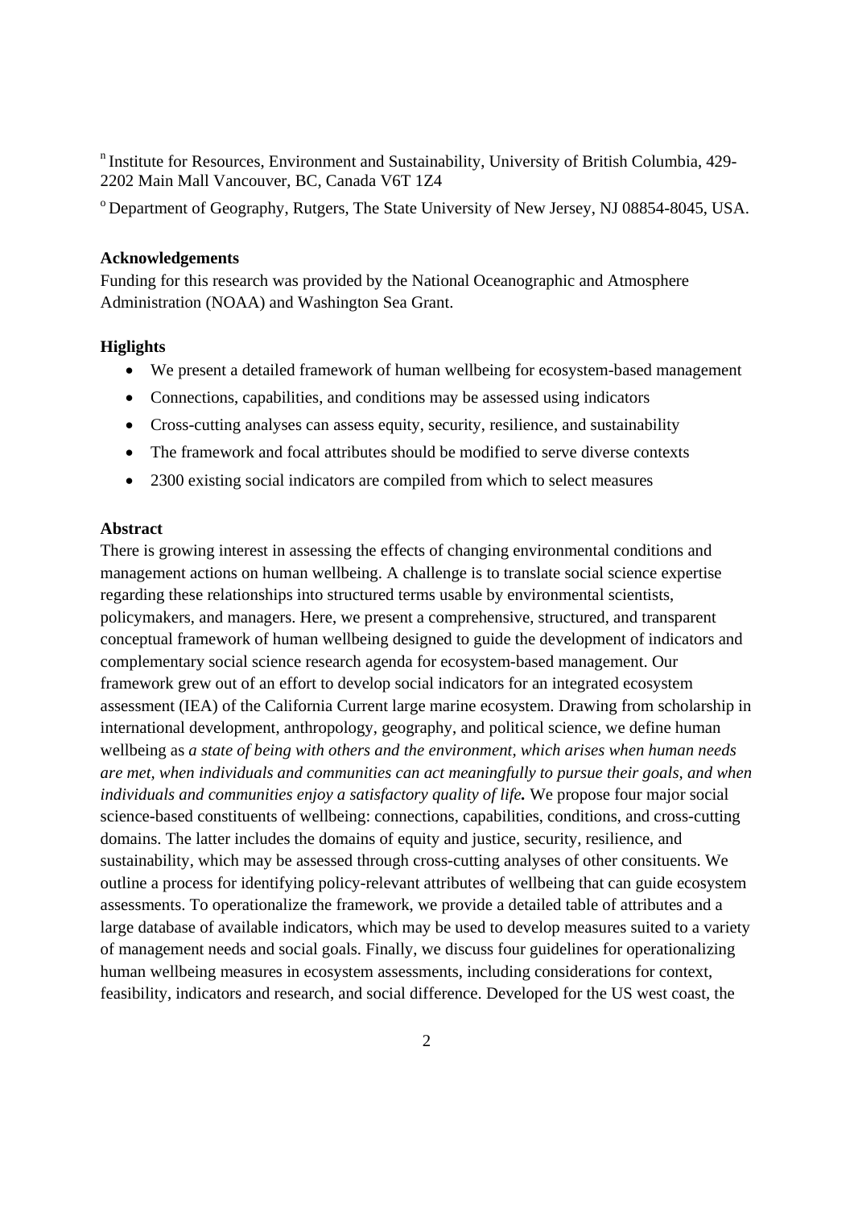[n] Institute for Resources, Environment and Sustainability, University of British Columbia, 429-2202 Main Mall Vancouver, BC, Canada V6T 1Z4

[o] Department of Geography, Rutgers, The State University of New Jersey, NJ 08854-8045, USA.

**Acknowledgements**

Funding for this research was provided by the National Oceanographic and Atmosphere Administration (NOAA) and Washington Sea Grant.

**Higlights**

- We present a detailed framework of human wellbeing for ecosystem-based management
- Connections, capabilities, and conditions may be assessed using indicators
- Cross-cutting analyses can assess equity, security, resilience, and sustainability
- The framework and focal attributes should be modified to serve diverse contexts
- 2300 existing social indicators are compiled from which to select measures

**Abstract**

There is growing interest in assessing the effects of changing environmental conditions and management actions on human wellbeing. A challenge is to translate social science expertise regarding these relationships into structured terms usable by environmental scientists, policymakers, and managers. Here, we present a comprehensive, structured, and transparent conceptual framework of human wellbeing designed to guide the development of indicators and complementary social science research agenda for ecosystem-based management. Our framework grew out of an effort to develop social indicators for an integrated ecosystem assessment (IEA) of the California Current large marine ecosystem. Drawing from scholarship in international development, anthropology, geography, and political science, we define human wellbeing as *a state of being with others and the environment, which arises when human needs are met, when individuals and communities can act meaningfully to pursue their goals, and when individuals and communities enjoy a satisfactory quality of life.* We propose four major social science-based constituents of wellbeing: connections, capabilities, conditions, and cross-cutting domains. The latter includes the domains of equity and justice, security, resilience, and sustainability, which may be assessed through cross-cutting analyses of other consituents. We outline a process for identifying policy-relevant attributes of wellbeing that can guide ecosystem assessments. To operationalize the framework, we provide a detailed table of attributes and a large database of available indicators, which may be used to develop measures suited to a variety of management needs and social goals. Finally, we discuss four guidelines for operationalizing human wellbeing measures in ecosystem assessments, including considerations for context, feasibility, indicators and research, and social difference. Developed for the US west coast, the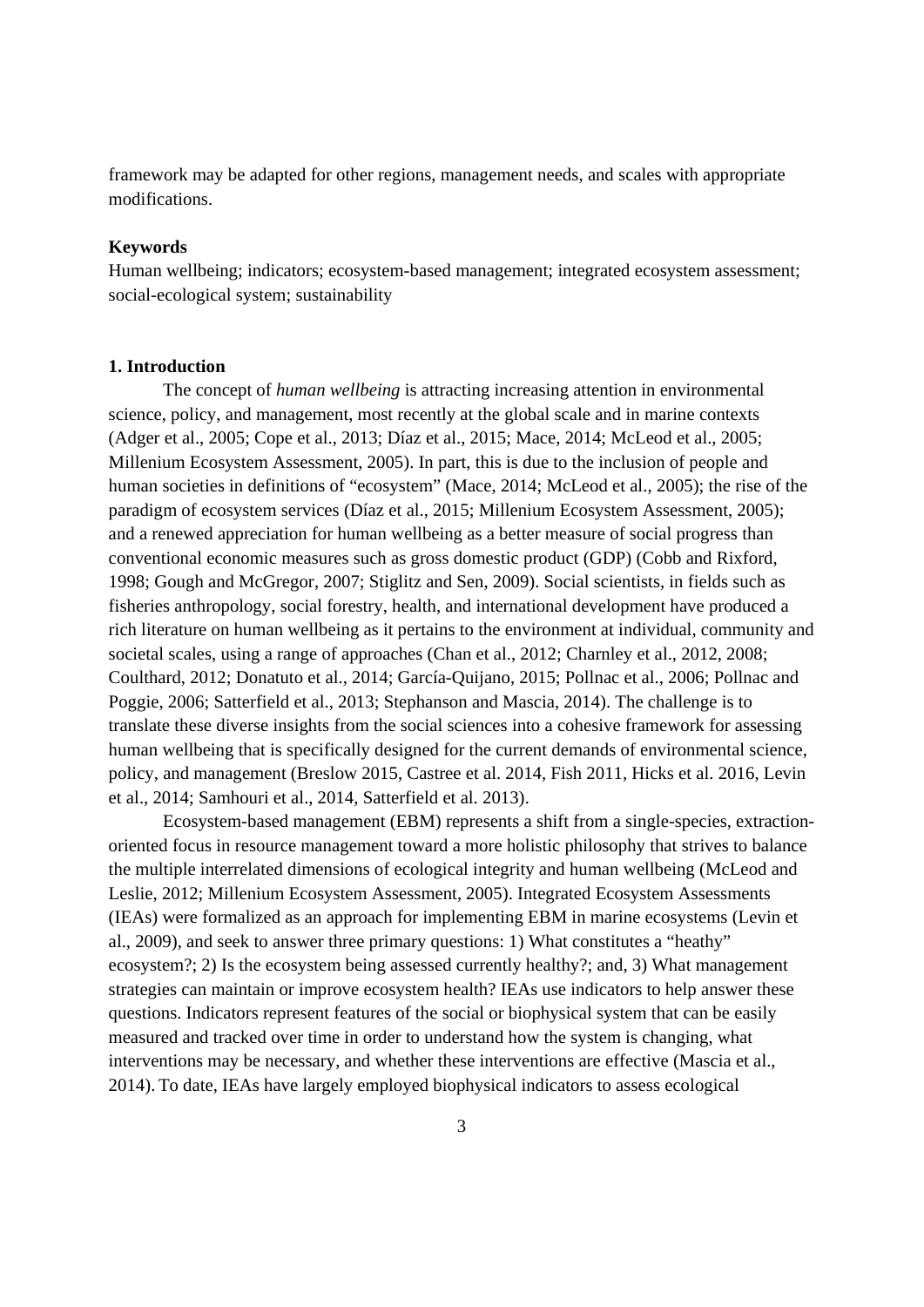framework may be adapted for other regions, management needs, and scales with appropriate modifications.

**Keywords**

Human wellbeing; indicators; ecosystem-based management; integrated ecosystem assessment; social-ecological system; sustainability

## 1. Introduction

The concept of *human wellbeing* is attracting increasing attention in environmental science, policy, and management, most recently at the global scale and in marine contexts (Adger et al., 2005; Cope et al., 2013; Díaz et al., 2015; Mace, 2014; McLeod et al., 2005; Millenium Ecosystem Assessment, 2005). In part, this is due to the inclusion of people and human societies in definitions of "ecosystem" (Mace, 2014; McLeod et al., 2005); the rise of the paradigm of ecosystem services (Díaz et al., 2015; Millenium Ecosystem Assessment, 2005); and a renewed appreciation for human wellbeing as a better measure of social progress than conventional economic measures such as gross domestic product (GDP) (Cobb and Rixford, 1998; Gough and McGregor, 2007; Stiglitz and Sen, 2009). Social scientists, in fields such as fisheries anthropology, social forestry, health, and international development have produced a rich literature on human wellbeing as it pertains to the environment at individual, community and societal scales, using a range of approaches (Chan et al., 2012; Charnley et al., 2012, 2008; Coulthard, 2012; Donatuto et al., 2014; García-Quijano, 2015; Pollnac et al., 2006; Pollnac and Poggie, 2006; Satterfield et al., 2013; Stephanson and Mascia, 2014). The challenge is to translate these diverse insights from the social sciences into a cohesive framework for assessing human wellbeing that is specifically designed for the current demands of environmental science, policy, and management (Breslow 2015, Castree et al. 2014, Fish 2011, Hicks et al. 2016, Levin et al., 2014; Samhouri et al., 2014, Satterfield et al. 2013).

Ecosystem-based management (EBM) represents a shift from a single-species, extraction-oriented focus in resource management toward a more holistic philosophy that strives to balance the multiple interrelated dimensions of ecological integrity and human wellbeing (McLeod and Leslie, 2012; Millenium Ecosystem Assessment, 2005). Integrated Ecosystem Assessments (IEAs) were formalized as an approach for implementing EBM in marine ecosystems (Levin et al., 2009), and seek to answer three primary questions: 1) What constitutes a "heathy" ecosystem?; 2) Is the ecosystem being assessed currently healthy?; and, 3) What management strategies can maintain or improve ecosystem health? IEAs use indicators to help answer these questions. Indicators represent features of the social or biophysical system that can be easily measured and tracked over time in order to understand how the system is changing, what interventions may be necessary, and whether these interventions are effective (Mascia et al., 2014). To date, IEAs have largely employed biophysical indicators to assess ecological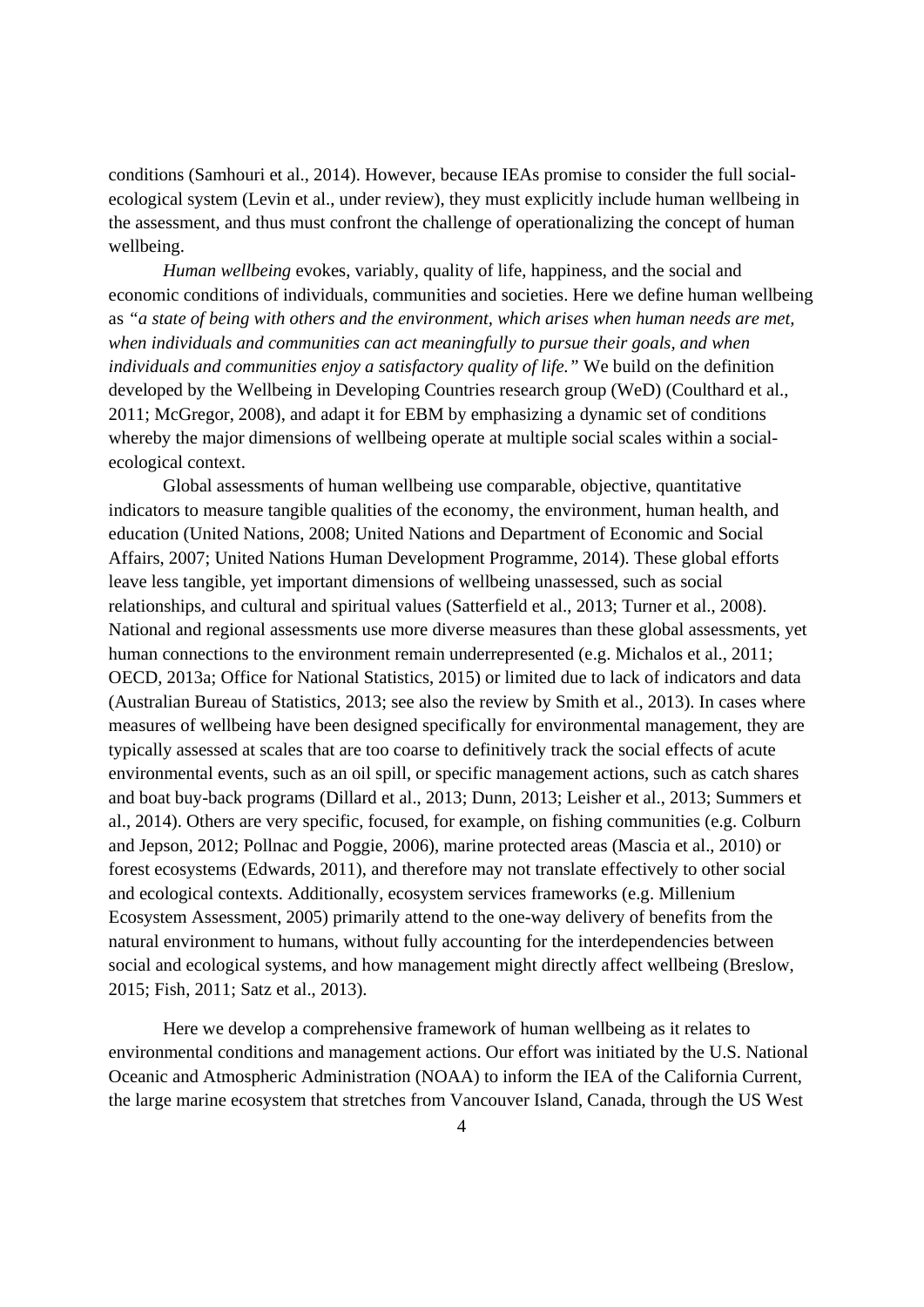conditions (Samhouri et al., 2014). However, because IEAs promise to consider the full social-ecological system (Levin et al., under review), they must explicitly include human wellbeing in the assessment, and thus must confront the challenge of operationalizing the concept of human wellbeing.

*Human wellbeing* evokes, variably, quality of life, happiness, and the social and economic conditions of individuals, communities and societies. Here we define human wellbeing as *"a state of being with others and the environment, which arises when human needs are met, when individuals and communities can act meaningfully to pursue their goals, and when individuals and communities enjoy a satisfactory quality of life."* We build on the definition developed by the Wellbeing in Developing Countries research group (WeD) (Coulthard et al., 2011; McGregor, 2008), and adapt it for EBM by emphasizing a dynamic set of conditions whereby the major dimensions of wellbeing operate at multiple social scales within a social-ecological context.

Global assessments of human wellbeing use comparable, objective, quantitative indicators to measure tangible qualities of the economy, the environment, human health, and education (United Nations, 2008; United Nations and Department of Economic and Social Affairs, 2007; United Nations Human Development Programme, 2014). These global efforts leave less tangible, yet important dimensions of wellbeing unassessed, such as social relationships, and cultural and spiritual values (Satterfield et al., 2013; Turner et al., 2008). National and regional assessments use more diverse measures than these global assessments, yet human connections to the environment remain underrepresented (e.g. Michalos et al., 2011; OECD, 2013a; Office for National Statistics, 2015) or limited due to lack of indicators and data (Australian Bureau of Statistics, 2013; see also the review by Smith et al., 2013). In cases where measures of wellbeing have been designed specifically for environmental management, they are typically assessed at scales that are too coarse to definitively track the social effects of acute environmental events, such as an oil spill, or specific management actions, such as catch shares and boat buy-back programs (Dillard et al., 2013; Dunn, 2013; Leisher et al., 2013; Summers et al., 2014). Others are very specific, focused, for example, on fishing communities (e.g. Colburn and Jepson, 2012; Pollnac and Poggie, 2006), marine protected areas (Mascia et al., 2010) or forest ecosystems (Edwards, 2011), and therefore may not translate effectively to other social and ecological contexts. Additionally, ecosystem services frameworks (e.g. Millenium Ecosystem Assessment, 2005) primarily attend to the one-way delivery of benefits from the natural environment to humans, without fully accounting for the interdependencies between social and ecological systems, and how management might directly affect wellbeing (Breslow, 2015; Fish, 2011; Satz et al., 2013).

Here we develop a comprehensive framework of human wellbeing as it relates to environmental conditions and management actions. Our effort was initiated by the U.S. National Oceanic and Atmospheric Administration (NOAA) to inform the IEA of the California Current, the large marine ecosystem that stretches from Vancouver Island, Canada, through the US West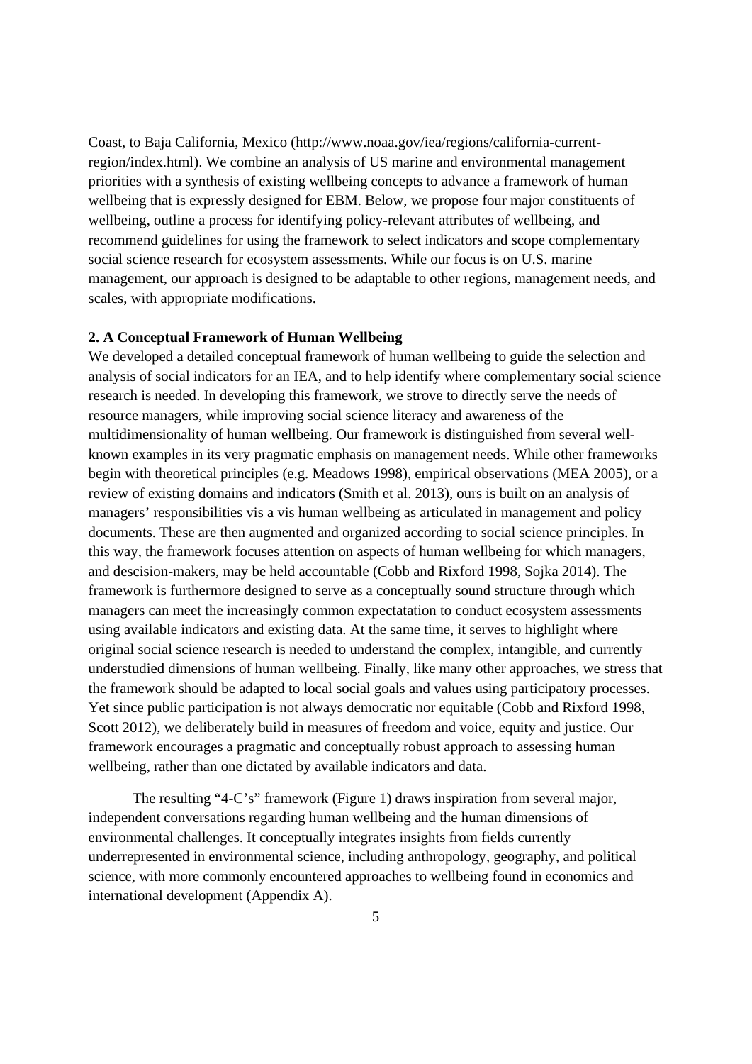Coast, to Baja California, Mexico (http://www.noaa.gov/iea/regions/california-current-region/index.html). We combine an analysis of US marine and environmental management priorities with a synthesis of existing wellbeing concepts to advance a framework of human wellbeing that is expressly designed for EBM. Below, we propose four major constituents of wellbeing, outline a process for identifying policy-relevant attributes of wellbeing, and recommend guidelines for using the framework to select indicators and scope complementary social science research for ecosystem assessments. While our focus is on U.S. marine management, our approach is designed to be adaptable to other regions, management needs, and scales, with appropriate modifications.

## 2. A Conceptual Framework of Human Wellbeing

We developed a detailed conceptual framework of human wellbeing to guide the selection and analysis of social indicators for an IEA, and to help identify where complementary social science research is needed. In developing this framework, we strove to directly serve the needs of resource managers, while improving social science literacy and awareness of the multidimensionality of human wellbeing. Our framework is distinguished from several well-known examples in its very pragmatic emphasis on management needs. While other frameworks begin with theoretical principles (e.g. Meadows 1998), empirical observations (MEA 2005), or a review of existing domains and indicators (Smith et al. 2013), ours is built on an analysis of managers' responsibilities vis a vis human wellbeing as articulated in management and policy documents. These are then augmented and organized according to social science principles. In this way, the framework focuses attention on aspects of human wellbeing for which managers, and descision-makers, may be held accountable (Cobb and Rixford 1998, Sojka 2014). The framework is furthermore designed to serve as a conceptually sound structure through which managers can meet the increasingly common expectatation to conduct ecosystem assessments using available indicators and existing data. At the same time, it serves to highlight where original social science research is needed to understand the complex, intangible, and currently understudied dimensions of human wellbeing. Finally, like many other approaches, we stress that the framework should be adapted to local social goals and values using participatory processes. Yet since public participation is not always democratic nor equitable (Cobb and Rixford 1998, Scott 2012), we deliberately build in measures of freedom and voice, equity and justice. Our framework encourages a pragmatic and conceptually robust approach to assessing human wellbeing, rather than one dictated by available indicators and data.

The resulting "4-C's" framework (Figure 1) draws inspiration from several major, independent conversations regarding human wellbeing and the human dimensions of environmental challenges. It conceptually integrates insights from fields currently underrepresented in environmental science, including anthropology, geography, and political science, with more commonly encountered approaches to wellbeing found in economics and international development (Appendix A).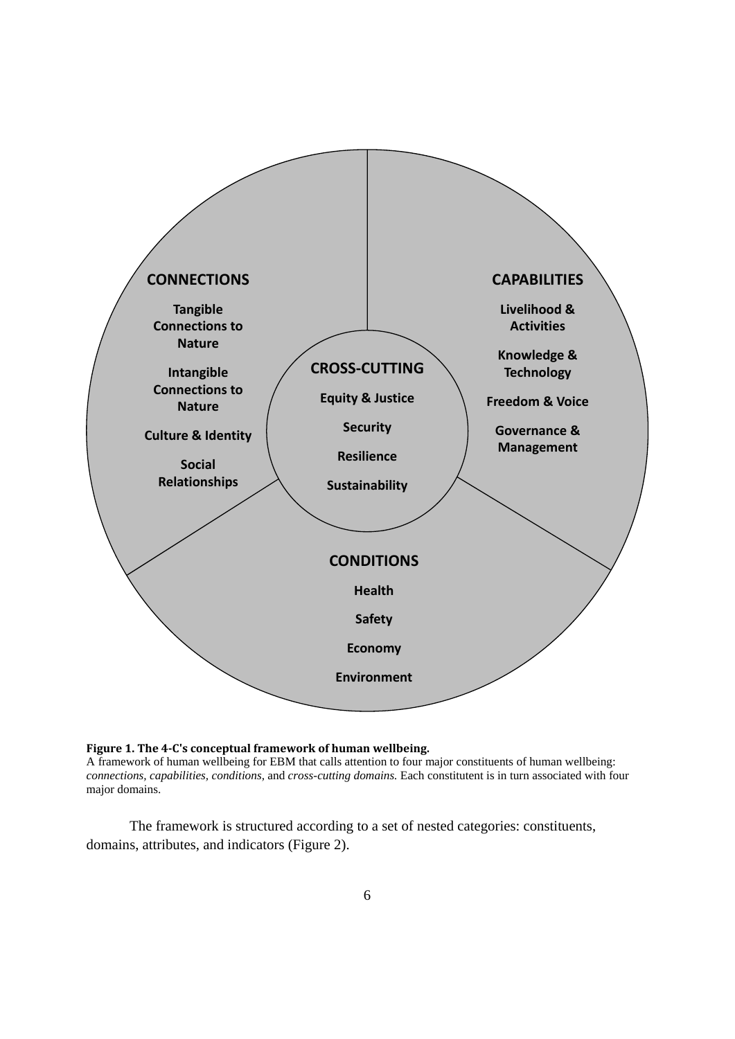**CONNECTIONS**

Tangible Connections to Nature

Intangible Connections to Nature

Culture & Identity

Social Relationships

**CAPABILITIES**

Livelihood & Activities

Knowledge & Technology

Freedom & Voice

Governance & Management

**CROSS-CUTTING**

Equity & Justice

Security

Resilience

Sustainability

**CONDITIONS**

Health

Safety

Economy

Environment

**Figure 1. The 4-C's conceptual framework of human wellbeing.**
A framework of human wellbeing for EBM that calls attention to four major constituents of human wellbeing: *connections, capabilities, conditions,* and *cross-cutting domains.* Each constitutent is in turn associated with four major domains.

The framework is structured according to a set of nested categories: constituents, domains, attributes, and indicators (Figure 2).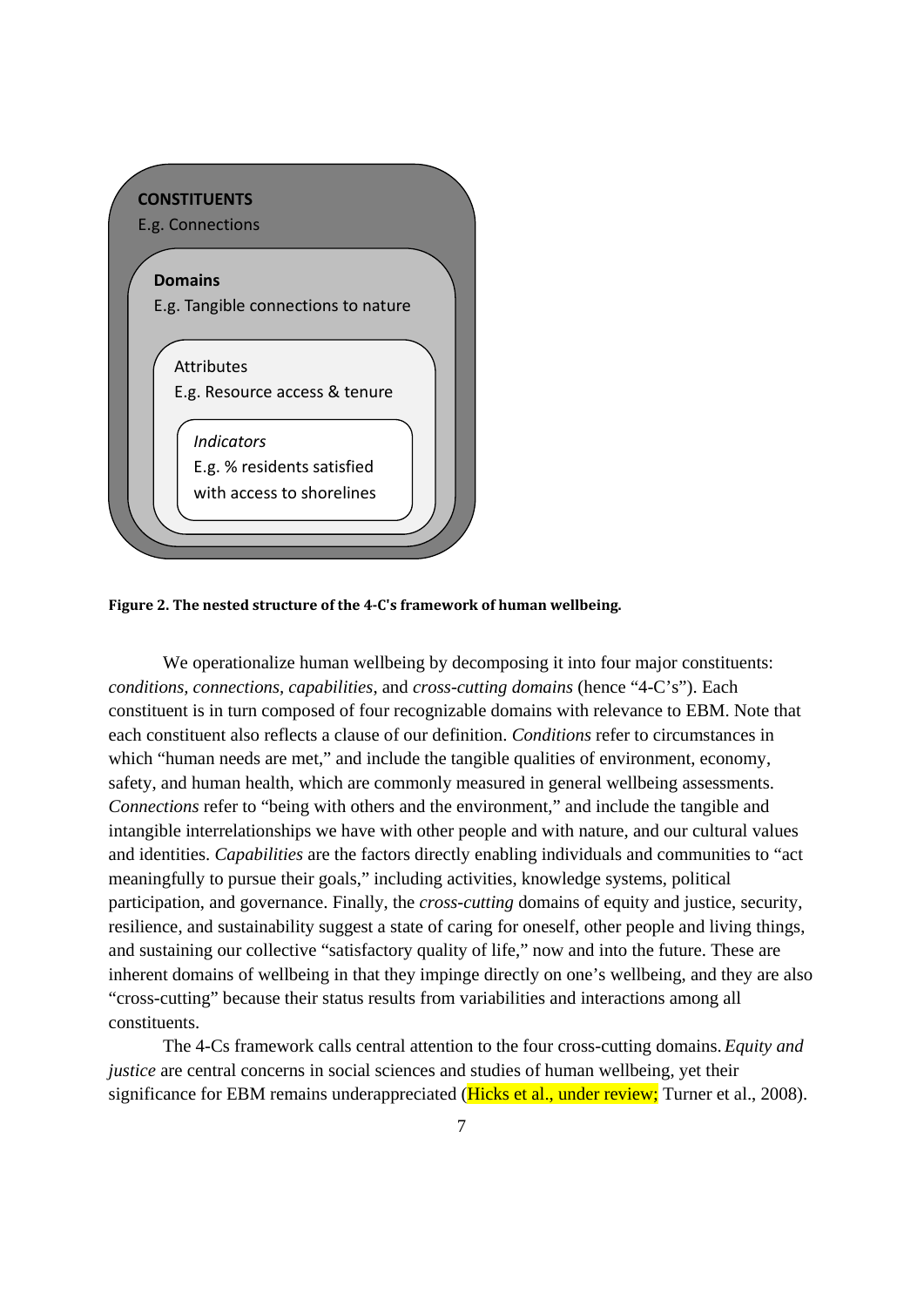CONSTITUENTS

E.g. Connections

Domains

E.g. Tangible connections to nature

Attributes

E.g. Resource access & tenure

*Indicators*

E.g. % residents satisfied with access to shorelines

**Figure 2. The nested structure of the 4-C's framework of human wellbeing.**

We operationalize human wellbeing by decomposing it into four major constituents: *conditions*, *connections*, *capabilities*, and *cross-cutting domains* (hence "4-C's"). Each constituent is in turn composed of four recognizable domains with relevance to EBM. Note that each constituent also reflects a clause of our definition. *Conditions* refer to circumstances in which "human needs are met," and include the tangible qualities of environment, economy, safety, and human health, which are commonly measured in general wellbeing assessments. *Connections* refer to "being with others and the environment," and include the tangible and intangible interrelationships we have with other people and with nature, and our cultural values and identities. *Capabilities* are the factors directly enabling individuals and communities to "act meaningfully to pursue their goals," including activities, knowledge systems, political participation, and governance. Finally, the *cross-cutting* domains of equity and justice, security, resilience, and sustainability suggest a state of caring for oneself, other people and living things, and sustaining our collective "satisfactory quality of life," now and into the future. These are inherent domains of wellbeing in that they impinge directly on one's wellbeing, and they are also "cross-cutting" because their status results from variabilities and interactions among all constituents.

The 4-Cs framework calls central attention to the four cross-cutting domains. *Equity and justice* are central concerns in social sciences and studies of human wellbeing, yet their significance for EBM remains underappreciated (Hicks et al., under review; Turner et al., 2008).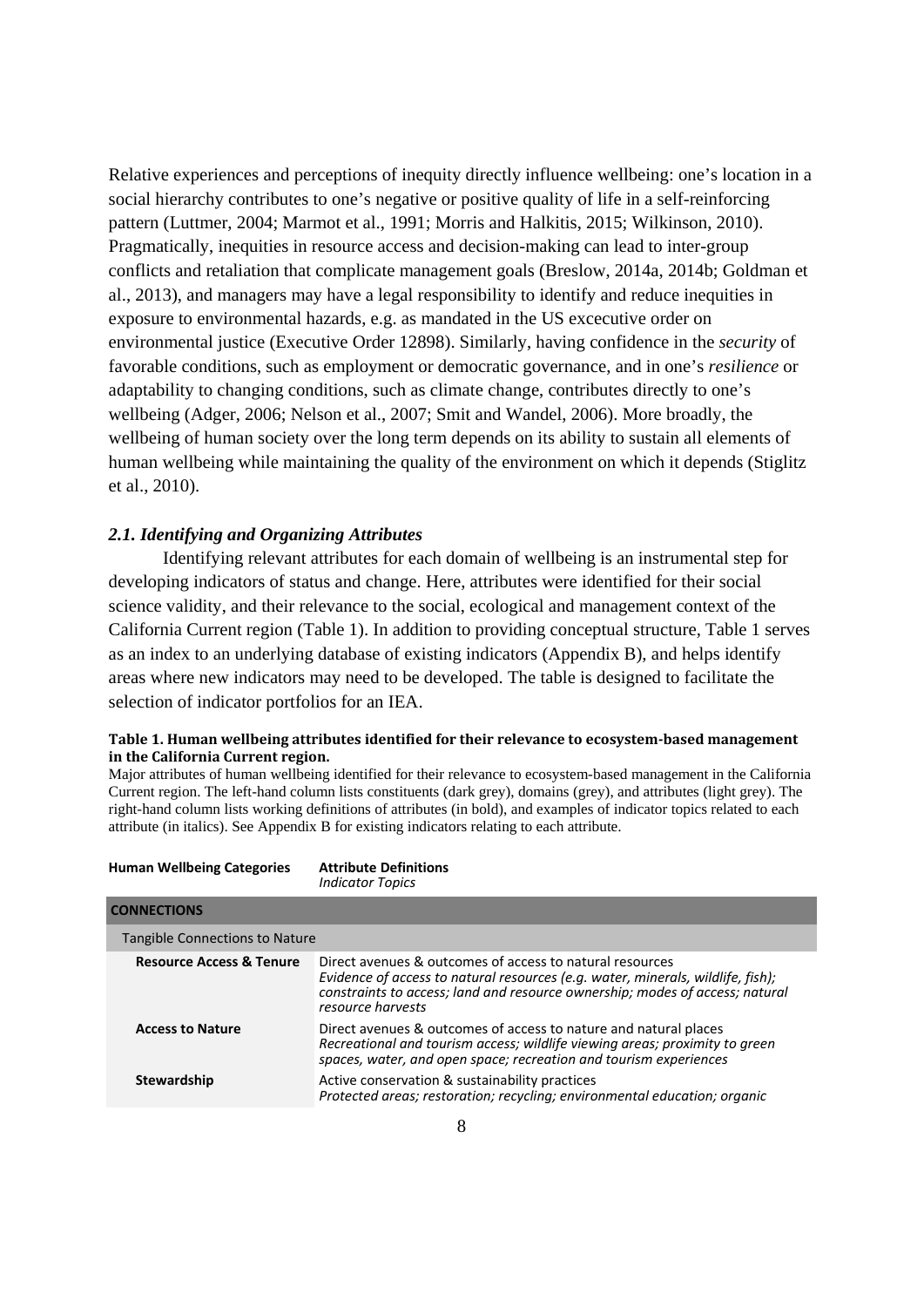Relative experiences and perceptions of inequity directly influence wellbeing: one's location in a social hierarchy contributes to one's negative or positive quality of life in a self-reinforcing pattern (Luttmer, 2004; Marmot et al., 1991; Morris and Halkitis, 2015; Wilkinson, 2010). Pragmatically, inequities in resource access and decision-making can lead to inter-group conflicts and retaliation that complicate management goals (Breslow, 2014a, 2014b; Goldman et al., 2013), and managers may have a legal responsibility to identify and reduce inequities in exposure to environmental hazards, e.g. as mandated in the US excecutive order on environmental justice (Executive Order 12898). Similarly, having confidence in the *security* of favorable conditions, such as employment or democratic governance, and in one's *resilience* or adaptability to changing conditions, such as climate change, contributes directly to one's wellbeing (Adger, 2006; Nelson et al., 2007; Smit and Wandel, 2006). More broadly, the wellbeing of human society over the long term depends on its ability to sustain all elements of human wellbeing while maintaining the quality of the environment on which it depends (Stiglitz et al., 2010).

### *2.1. Identifying and Organizing Attributes*

Identifying relevant attributes for each domain of wellbeing is an instrumental step for developing indicators of status and change. Here, attributes were identified for their social science validity, and their relevance to the social, ecological and management context of the California Current region (Table 1). In addition to providing conceptual structure, Table 1 serves as an index to an underlying database of existing indicators (Appendix B), and helps identify areas where new indicators may need to be developed. The table is designed to facilitate the selection of indicator portfolios for an IEA.

**Table 1. Human wellbeing attributes identified for their relevance to ecosystem-based management in the California Current region.**

Major attributes of human wellbeing identified for their relevance to ecosystem-based management in the California Current region. The left-hand column lists constituents (dark grey), domains (grey), and attributes (light grey). The right-hand column lists working definitions of attributes (in bold), and examples of indicator topics related to each attribute (in italics). See Appendix B for existing indicators relating to each attribute.

| Human Wellbeing Categories | Attribute Definitions<br>*Indicator Topics* |
|---|---|
| **CONNECTIONS** | |
| Tangible Connections to Nature | |
| **Resource Access & Tenure** | Direct avenues & outcomes of access to natural resources<br>*Evidence of access to natural resources (e.g. water, minerals, wildlife, fish); constraints to access; land and resource ownership; modes of access; natural resource harvests* |
| **Access to Nature** | Direct avenues & outcomes of access to nature and natural places<br>*Recreational and tourism access; wildlife viewing areas; proximity to green spaces, water, and open space; recreation and tourism experiences* |
| **Stewardship** | Active conservation & sustainability practices<br>*Protected areas; restoration; recycling; environmental education; organic* |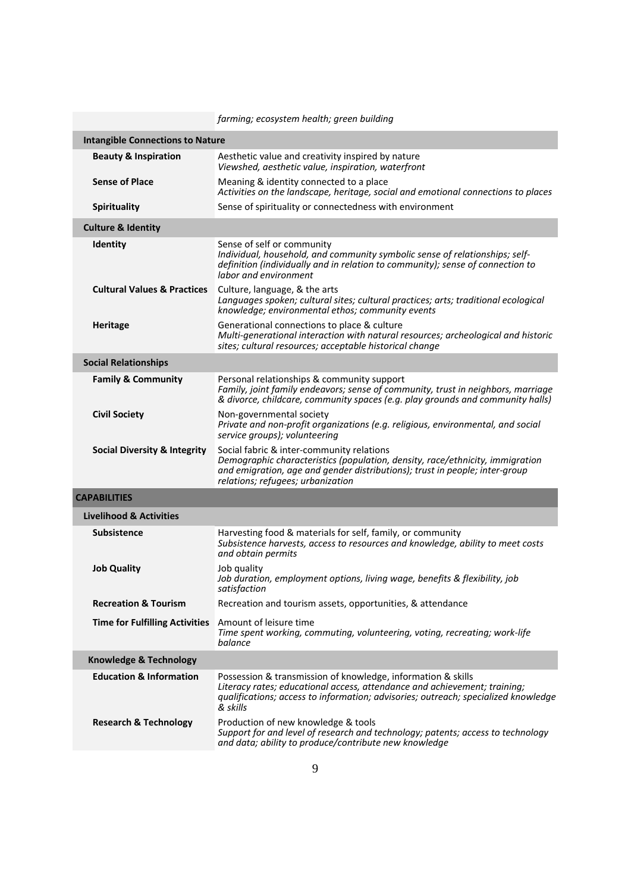| | |
|---|---|
| | *farming; ecosystem health; green building* |
| **Intangible Connections to Nature** | |
| **Beauty & Inspiration** | Aesthetic value and creativity inspired by nature<br>*Viewshed, aesthetic value, inspiration, waterfront* |
| **Sense of Place** | Meaning & identity connected to a place<br>*Activities on the landscape, heritage, social and emotional connections to places* |
| **Spirituality** | Sense of spirituality or connectedness with environment |
| **Culture & Identity** | |
| **Identity** | Sense of self or community<br>*Individual, household, and community symbolic sense of relationships; self-definition (individually and in relation to community); sense of connection to labor and environment* |
| **Cultural Values & Practices** | Culture, language, & the arts<br>*Languages spoken; cultural sites; cultural practices; arts; traditional ecological knowledge; environmental ethos; community events* |
| **Heritage** | Generational connections to place & culture<br>*Multi-generational interaction with natural resources; archeological and historic sites; cultural resources; acceptable historical change* |
| **Social Relationships** | |
| **Family & Community** | Personal relationships & community support<br>*Family, joint family endeavors; sense of community, trust in neighbors, marriage & divorce, childcare, community spaces (e.g. play grounds and community halls)* |
| **Civil Society** | Non-governmental society<br>*Private and non-profit organizations (e.g. religious, environmental, and social service groups); volunteering* |
| **Social Diversity & Integrity** | Social fabric & inter-community relations<br>*Demographic characteristics (population, density, race/ethnicity, immigration and emigration, age and gender distributions); trust in people; inter-group relations; refugees; urbanization* |
| **CAPABILITIES** | |
| **Livelihood & Activities** | |
| **Subsistence** | Harvesting food & materials for self, family, or community<br>*Subsistence harvests, access to resources and knowledge, ability to meet costs and obtain permits* |
| **Job Quality** | Job quality<br>*Job duration, employment options, living wage, benefits & flexibility, job satisfaction* |
| **Recreation & Tourism** | Recreation and tourism assets, opportunities, & attendance |
| **Time for Fulfilling Activities** | Amount of leisure time<br>*Time spent working, commuting, volunteering, voting, recreating; work-life balance* |
| **Knowledge & Technology** | |
| **Education & Information** | Possession & transmission of knowledge, information & skills<br>*Literacy rates; educational access, attendance and achievement; training; qualifications; access to information; advisories; outreach; specialized knowledge & skills* |
| **Research & Technology** | Production of new knowledge & tools<br>*Support for and level of research and technology; patents; access to technology and data; ability to produce/contribute new knowledge* |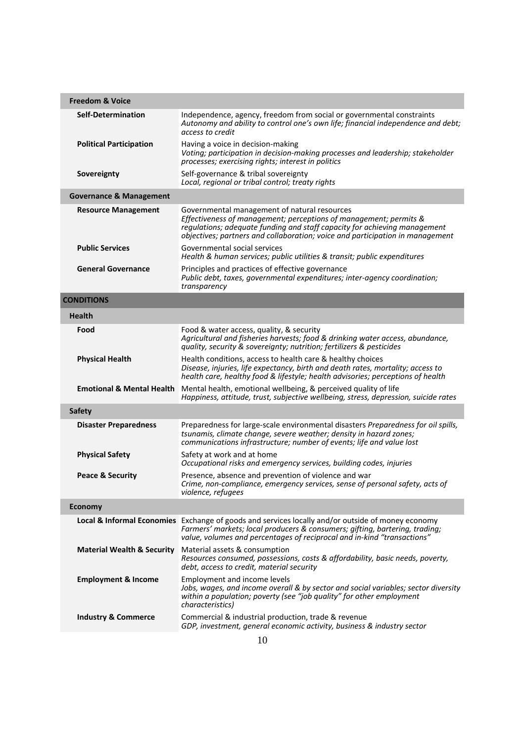| | |
|---|---|
| **Freedom & Voice** | |
| **Self-Determination** | Independence, agency, freedom from social or governmental constraints<br>*Autonomy and ability to control one's own life; financial independence and debt; access to credit* |
| **Political Participation** | Having a voice in decision-making<br>*Voting; participation in decision-making processes and leadership; stakeholder processes; exercising rights; interest in politics* |
| **Sovereignty** | Self-governance & tribal sovereignty<br>*Local, regional or tribal control; treaty rights* |
| **Governance & Management** | |
| **Resource Management** | Governmental management of natural resources<br>*Effectiveness of management; perceptions of management; permits & regulations; adequate funding and staff capacity for achieving management objectives; partners and collaboration; voice and participation in management* |
| **Public Services** | Governmental social services<br>*Health & human services; public utilities & transit; public expenditures* |
| **General Governance** | Principles and practices of effective governance<br>*Public debt, taxes, governmental expenditures; inter-agency coordination; transparency* |
| **CONDITIONS** | |
| **Health** | |
| **Food** | Food & water access, quality, & security<br>*Agricultural and fisheries harvests; food & drinking water access, abundance, quality, security & sovereignty; nutrition; fertilizers & pesticides* |
| **Physical Health** | Health conditions, access to health care & healthy choices<br>*Disease, injuries, life expectancy, birth and death rates, mortality; access to health care, healthy food & lifestyle; health advisories; perceptions of health* |
| **Emotional & Mental Health** | Mental health, emotional wellbeing, & perceived quality of life<br>*Happiness, attitude, trust, subjective wellbeing, stress, depression, suicide rates* |
| **Safety** | |
| **Disaster Preparedness** | Preparedness for large-scale environmental disasters *Preparedness for oil spills, tsunamis, climate change, severe weather; density in hazard zones; communications infrastructure; number of events; life and value lost* |
| **Physical Safety** | Safety at work and at home<br>*Occupational risks and emergency services, building codes, injuries* |
| **Peace & Security** | Presence, absence and prevention of violence and war<br>*Crime, non-compliance, emergency services, sense of personal safety, acts of violence, refugees* |
| **Economy** | |
| **Local & Informal Economies** | Exchange of goods and services locally and/or outside of money economy<br>*Farmers' markets; local producers & consumers; gifting, bartering, trading; value, volumes and percentages of reciprocal and in-kind "transactions"* |
| **Material Wealth & Security** | Material assets & consumption<br>*Resources consumed, possessions, costs & affordability, basic needs, poverty, debt, access to credit, material security* |
| **Employment & Income** | Employment and income levels<br>*Jobs, wages, and income overall & by sector and social variables; sector diversity within a population; poverty (see "job quality" for other employment characteristics)* |
| **Industry & Commerce** | Commercial & industrial production, trade & revenue<br>*GDP, investment, general economic activity, business & industry sector* |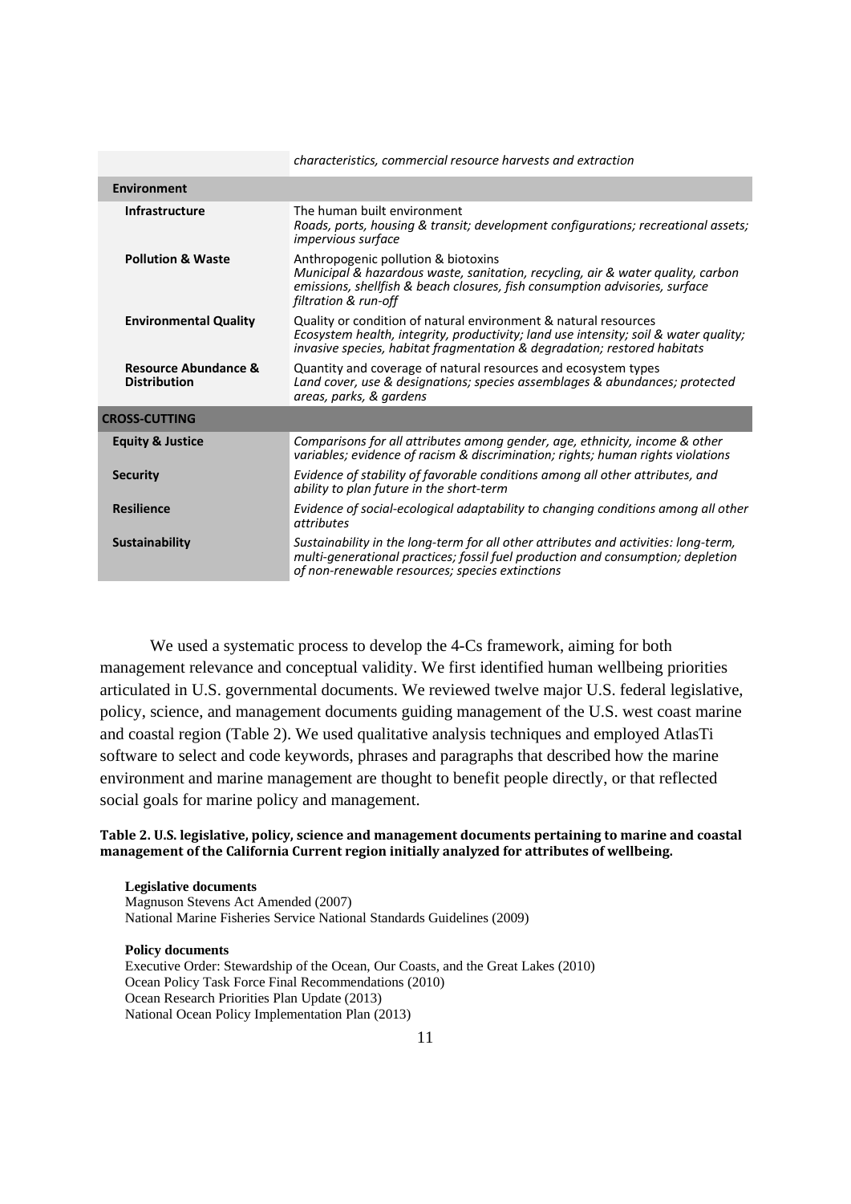| | |
|---|---|
| | *characteristics, commercial resource harvests and extraction* |
| **Environment** | |
| **Infrastructure** | The human built environment<br>*Roads, ports, housing & transit; development configurations; recreational assets; impervious surface* |
| **Pollution & Waste** | Anthropogenic pollution & biotoxins<br>*Municipal & hazardous waste, sanitation, recycling, air & water quality, carbon emissions, shellfish & beach closures, fish consumption advisories, surface filtration & run-off* |
| **Environmental Quality** | Quality or condition of natural environment & natural resources<br>*Ecosystem health, integrity, productivity; land use intensity; soil & water quality; invasive species, habitat fragmentation & degradation; restored habitats* |
| **Resource Abundance & Distribution** | Quantity and coverage of natural resources and ecosystem types<br>*Land cover, use & designations; species assemblages & abundances; protected areas, parks, & gardens* |
| **CROSS-CUTTING** | |
| **Equity & Justice** | *Comparisons for all attributes among gender, age, ethnicity, income & other variables; evidence of racism & discrimination; rights; human rights violations* |
| **Security** | *Evidence of stability of favorable conditions among all other attributes, and ability to plan future in the short-term* |
| **Resilience** | *Evidence of social-ecological adaptability to changing conditions among all other attributes* |
| **Sustainability** | *Sustainability in the long-term for all other attributes and activities: long-term, multi-generational practices; fossil fuel production and consumption; depletion of non-renewable resources; species extinctions* |

We used a systematic process to develop the 4-Cs framework, aiming for both management relevance and conceptual validity. We first identified human wellbeing priorities articulated in U.S. governmental documents. We reviewed twelve major U.S. federal legislative, policy, science, and management documents guiding management of the U.S. west coast marine and coastal region (Table 2). We used qualitative analysis techniques and employed AtlasTi software to select and code keywords, phrases and paragraphs that described how the marine environment and marine management are thought to benefit people directly, or that reflected social goals for marine policy and management.

**Table 2. U.S. legislative, policy, science and management documents pertaining to marine and coastal management of the California Current region initially analyzed for attributes of wellbeing.**

**Legislative documents**
Magnuson Stevens Act Amended (2007)
National Marine Fisheries Service National Standards Guidelines (2009)

**Policy documents**
Executive Order: Stewardship of the Ocean, Our Coasts, and the Great Lakes (2010)
Ocean Policy Task Force Final Recommendations (2010)
Ocean Research Priorities Plan Update (2013)
National Ocean Policy Implementation Plan (2013)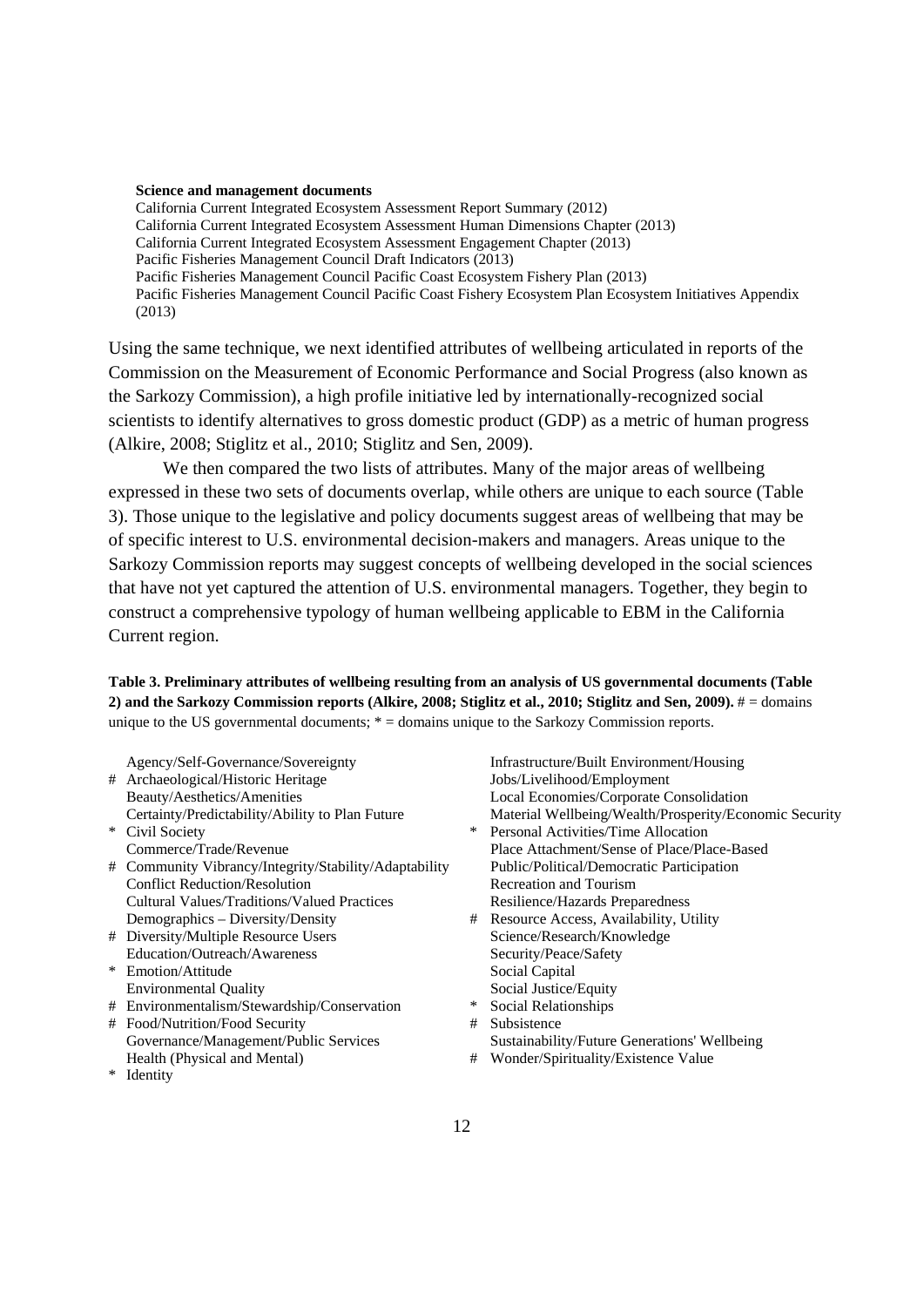**Science and management documents**

California Current Integrated Ecosystem Assessment Report Summary (2012)
California Current Integrated Ecosystem Assessment Human Dimensions Chapter (2013)
California Current Integrated Ecosystem Assessment Engagement Chapter (2013)
Pacific Fisheries Management Council Draft Indicators (2013)
Pacific Fisheries Management Council Pacific Coast Ecosystem Fishery Plan (2013)
Pacific Fisheries Management Council Pacific Coast Fishery Ecosystem Plan Ecosystem Initiatives Appendix (2013)

Using the same technique, we next identified attributes of wellbeing articulated in reports of the Commission on the Measurement of Economic Performance and Social Progress (also known as the Sarkozy Commission), a high profile initiative led by internationally-recognized social scientists to identify alternatives to gross domestic product (GDP) as a metric of human progress (Alkire, 2008; Stiglitz et al., 2010; Stiglitz and Sen, 2009).

We then compared the two lists of attributes. Many of the major areas of wellbeing expressed in these two sets of documents overlap, while others are unique to each source (Table 3). Those unique to the legislative and policy documents suggest areas of wellbeing that may be of specific interest to U.S. environmental decision-makers and managers. Areas unique to the Sarkozy Commission reports may suggest concepts of wellbeing developed in the social sciences that have not yet captured the attention of U.S. environmental managers. Together, they begin to construct a comprehensive typology of human wellbeing applicable to EBM in the California Current region.

**Table 3. Preliminary attributes of wellbeing resulting from an analysis of US governmental documents (Table 2) and the Sarkozy Commission reports (Alkire, 2008; Stiglitz et al., 2010; Stiglitz and Sen, 2009).** # = domains unique to the US governmental documents; * = domains unique to the Sarkozy Commission reports.

| | | | |
|---|---|---|---|
| | Agency/Self-Governance/Sovereignty | | Infrastructure/Built Environment/Housing |
| # | Archaeological/Historic Heritage | | Jobs/Livelihood/Employment |
| | Beauty/Aesthetics/Amenities | | Local Economies/Corporate Consolidation |
| | Certainty/Predictability/Ability to Plan Future | | Material Wellbeing/Wealth/Prosperity/Economic Security |
| * | Civil Society | * | Personal Activities/Time Allocation |
| | Commerce/Trade/Revenue | | Place Attachment/Sense of Place/Place-Based |
| # | Community Vibrancy/Integrity/Stability/Adaptability | | Public/Political/Democratic Participation |
| | Conflict Reduction/Resolution | | Recreation and Tourism |
| | Cultural Values/Traditions/Valued Practices | | Resilience/Hazards Preparedness |
| | Demographics – Diversity/Density | # | Resource Access, Availability, Utility |
| # | Diversity/Multiple Resource Users | | Science/Research/Knowledge |
| | Education/Outreach/Awareness | | Security/Peace/Safety |
| * | Emotion/Attitude | | Social Capital |
| | Environmental Quality | | Social Justice/Equity |
| # | Environmentalism/Stewardship/Conservation | * | Social Relationships |
| # | Food/Nutrition/Food Security | # | Subsistence |
| | Governance/Management/Public Services | | Sustainability/Future Generations' Wellbeing |
| | Health (Physical and Mental) | # | Wonder/Spirituality/Existence Value |
| * | Identity | | |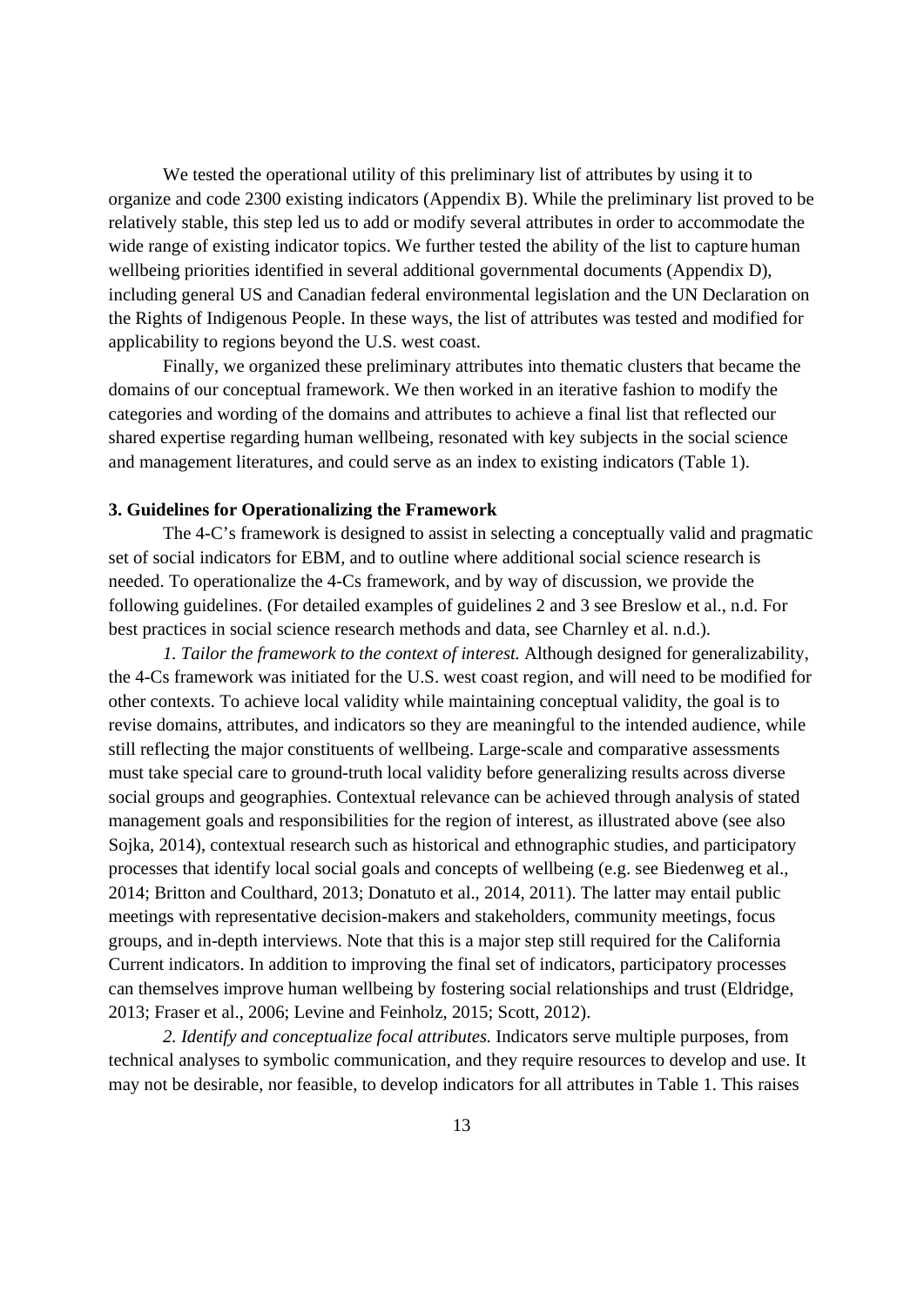We tested the operational utility of this preliminary list of attributes by using it to organize and code 2300 existing indicators (Appendix B). While the preliminary list proved to be relatively stable, this step led us to add or modify several attributes in order to accommodate the wide range of existing indicator topics. We further tested the ability of the list to capture human wellbeing priorities identified in several additional governmental documents (Appendix D), including general US and Canadian federal environmental legislation and the UN Declaration on the Rights of Indigenous People. In these ways, the list of attributes was tested and modified for applicability to regions beyond the U.S. west coast.

Finally, we organized these preliminary attributes into thematic clusters that became the domains of our conceptual framework. We then worked in an iterative fashion to modify the categories and wording of the domains and attributes to achieve a final list that reflected our shared expertise regarding human wellbeing, resonated with key subjects in the social science and management literatures, and could serve as an index to existing indicators (Table 1).

### 3. Guidelines for Operationalizing the Framework

The 4-C's framework is designed to assist in selecting a conceptually valid and pragmatic set of social indicators for EBM, and to outline where additional social science research is needed. To operationalize the 4-Cs framework, and by way of discussion, we provide the following guidelines. (For detailed examples of guidelines 2 and 3 see Breslow et al., n.d. For best practices in social science research methods and data, see Charnley et al. n.d.).

*1. Tailor the framework to the context of interest.* Although designed for generalizability, the 4-Cs framework was initiated for the U.S. west coast region, and will need to be modified for other contexts. To achieve local validity while maintaining conceptual validity, the goal is to revise domains, attributes, and indicators so they are meaningful to the intended audience, while still reflecting the major constituents of wellbeing. Large-scale and comparative assessments must take special care to ground-truth local validity before generalizing results across diverse social groups and geographies. Contextual relevance can be achieved through analysis of stated management goals and responsibilities for the region of interest, as illustrated above (see also Sojka, 2014), contextual research such as historical and ethnographic studies, and participatory processes that identify local social goals and concepts of wellbeing (e.g. see Biedenweg et al., 2014; Britton and Coulthard, 2013; Donatuto et al., 2014, 2011). The latter may entail public meetings with representative decision-makers and stakeholders, community meetings, focus groups, and in-depth interviews. Note that this is a major step still required for the California Current indicators. In addition to improving the final set of indicators, participatory processes can themselves improve human wellbeing by fostering social relationships and trust (Eldridge, 2013; Fraser et al., 2006; Levine and Feinholz, 2015; Scott, 2012).

*2. Identify and conceptualize focal attributes.* Indicators serve multiple purposes, from technical analyses to symbolic communication, and they require resources to develop and use. It may not be desirable, nor feasible, to develop indicators for all attributes in Table 1. This raises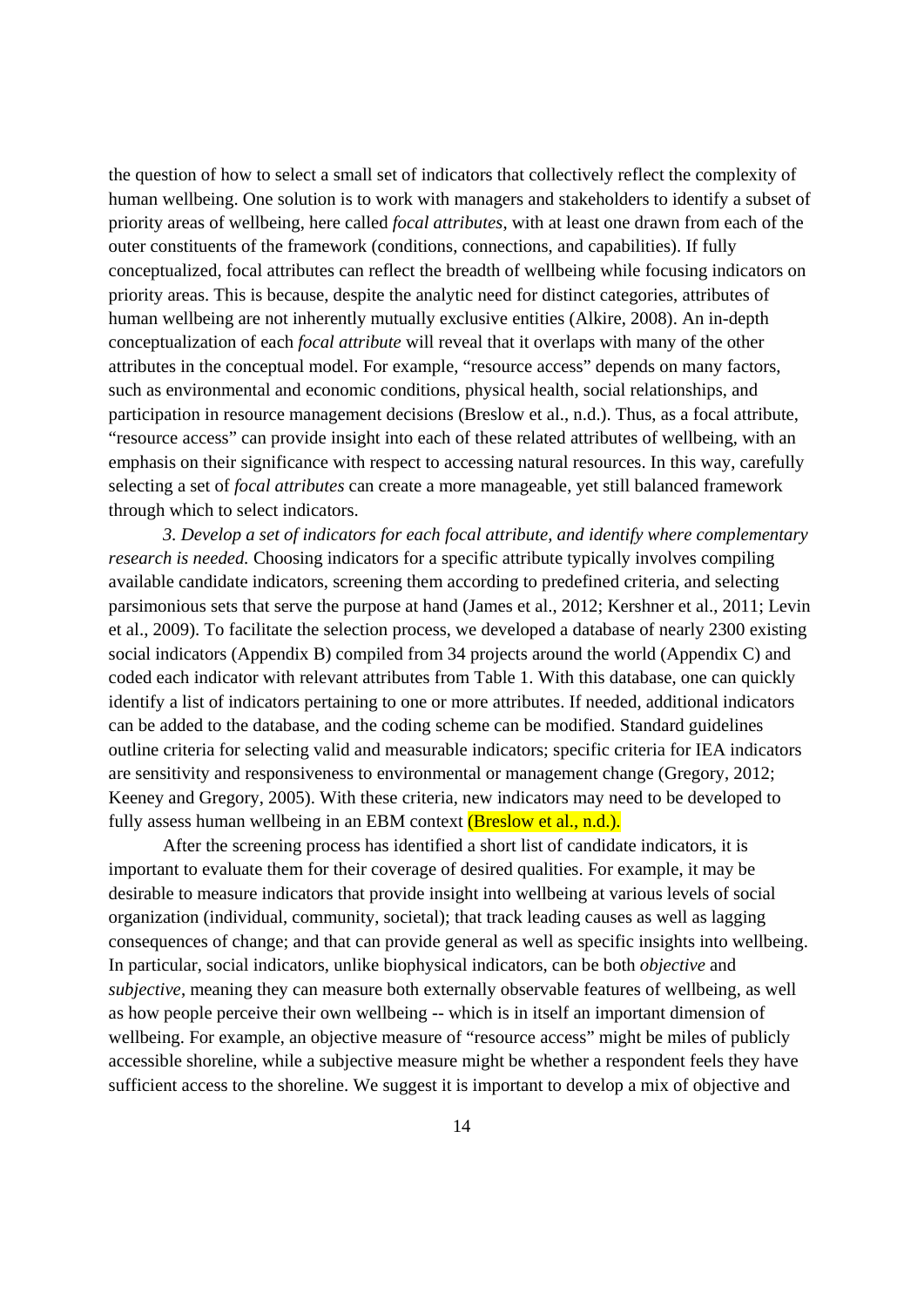the question of how to select a small set of indicators that collectively reflect the complexity of human wellbeing. One solution is to work with managers and stakeholders to identify a subset of priority areas of wellbeing, here called *focal attributes*, with at least one drawn from each of the outer constituents of the framework (conditions, connections, and capabilities). If fully conceptualized, focal attributes can reflect the breadth of wellbeing while focusing indicators on priority areas. This is because, despite the analytic need for distinct categories, attributes of human wellbeing are not inherently mutually exclusive entities (Alkire, 2008). An in-depth conceptualization of each *focal attribute* will reveal that it overlaps with many of the other attributes in the conceptual model. For example, "resource access" depends on many factors, such as environmental and economic conditions, physical health, social relationships, and participation in resource management decisions (Breslow et al., n.d.). Thus, as a focal attribute, "resource access" can provide insight into each of these related attributes of wellbeing, with an emphasis on their significance with respect to accessing natural resources. In this way, carefully selecting a set of *focal attributes* can create a more manageable, yet still balanced framework through which to select indicators.

*3. Develop a set of indicators for each focal attribute, and identify where complementary research is needed.* Choosing indicators for a specific attribute typically involves compiling available candidate indicators, screening them according to predefined criteria, and selecting parsimonious sets that serve the purpose at hand (James et al., 2012; Kershner et al., 2011; Levin et al., 2009). To facilitate the selection process, we developed a database of nearly 2300 existing social indicators (Appendix B) compiled from 34 projects around the world (Appendix C) and coded each indicator with relevant attributes from Table 1. With this database, one can quickly identify a list of indicators pertaining to one or more attributes. If needed, additional indicators can be added to the database, and the coding scheme can be modified. Standard guidelines outline criteria for selecting valid and measurable indicators; specific criteria for IEA indicators are sensitivity and responsiveness to environmental or management change (Gregory, 2012; Keeney and Gregory, 2005). With these criteria, new indicators may need to be developed to fully assess human wellbeing in an EBM context (Breslow et al., n.d.).

After the screening process has identified a short list of candidate indicators, it is important to evaluate them for their coverage of desired qualities. For example, it may be desirable to measure indicators that provide insight into wellbeing at various levels of social organization (individual, community, societal); that track leading causes as well as lagging consequences of change; and that can provide general as well as specific insights into wellbeing. In particular, social indicators, unlike biophysical indicators, can be both *objective* and *subjective*, meaning they can measure both externally observable features of wellbeing, as well as how people perceive their own wellbeing -- which is in itself an important dimension of wellbeing. For example, an objective measure of "resource access" might be miles of publicly accessible shoreline, while a subjective measure might be whether a respondent feels they have sufficient access to the shoreline. We suggest it is important to develop a mix of objective and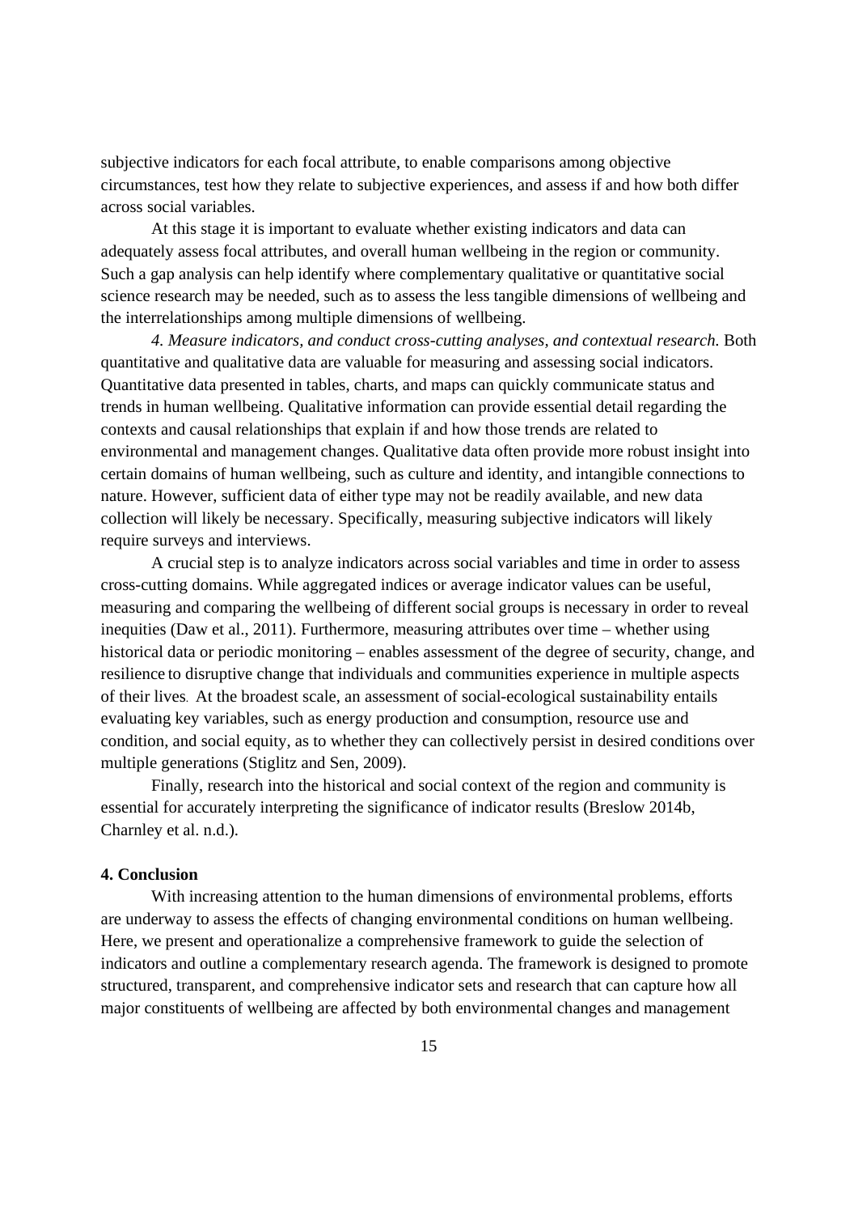subjective indicators for each focal attribute, to enable comparisons among objective circumstances, test how they relate to subjective experiences, and assess if and how both differ across social variables.

At this stage it is important to evaluate whether existing indicators and data can adequately assess focal attributes, and overall human wellbeing in the region or community. Such a gap analysis can help identify where complementary qualitative or quantitative social science research may be needed, such as to assess the less tangible dimensions of wellbeing and the interrelationships among multiple dimensions of wellbeing.

*4. Measure indicators, and conduct cross-cutting analyses, and contextual research.* Both quantitative and qualitative data are valuable for measuring and assessing social indicators. Quantitative data presented in tables, charts, and maps can quickly communicate status and trends in human wellbeing. Qualitative information can provide essential detail regarding the contexts and causal relationships that explain if and how those trends are related to environmental and management changes. Qualitative data often provide more robust insight into certain domains of human wellbeing, such as culture and identity, and intangible connections to nature. However, sufficient data of either type may not be readily available, and new data collection will likely be necessary. Specifically, measuring subjective indicators will likely require surveys and interviews.

A crucial step is to analyze indicators across social variables and time in order to assess cross-cutting domains. While aggregated indices or average indicator values can be useful, measuring and comparing the wellbeing of different social groups is necessary in order to reveal inequities (Daw et al., 2011). Furthermore, measuring attributes over time – whether using historical data or periodic monitoring – enables assessment of the degree of security, change, and resilience to disruptive change that individuals and communities experience in multiple aspects of their lives. At the broadest scale, an assessment of social-ecological sustainability entails evaluating key variables, such as energy production and consumption, resource use and condition, and social equity, as to whether they can collectively persist in desired conditions over multiple generations (Stiglitz and Sen, 2009).

Finally, research into the historical and social context of the region and community is essential for accurately interpreting the significance of indicator results (Breslow 2014b, Charnley et al. n.d.).

## 4. Conclusion

With increasing attention to the human dimensions of environmental problems, efforts are underway to assess the effects of changing environmental conditions on human wellbeing. Here, we present and operationalize a comprehensive framework to guide the selection of indicators and outline a complementary research agenda. The framework is designed to promote structured, transparent, and comprehensive indicator sets and research that can capture how all major constituents of wellbeing are affected by both environmental changes and management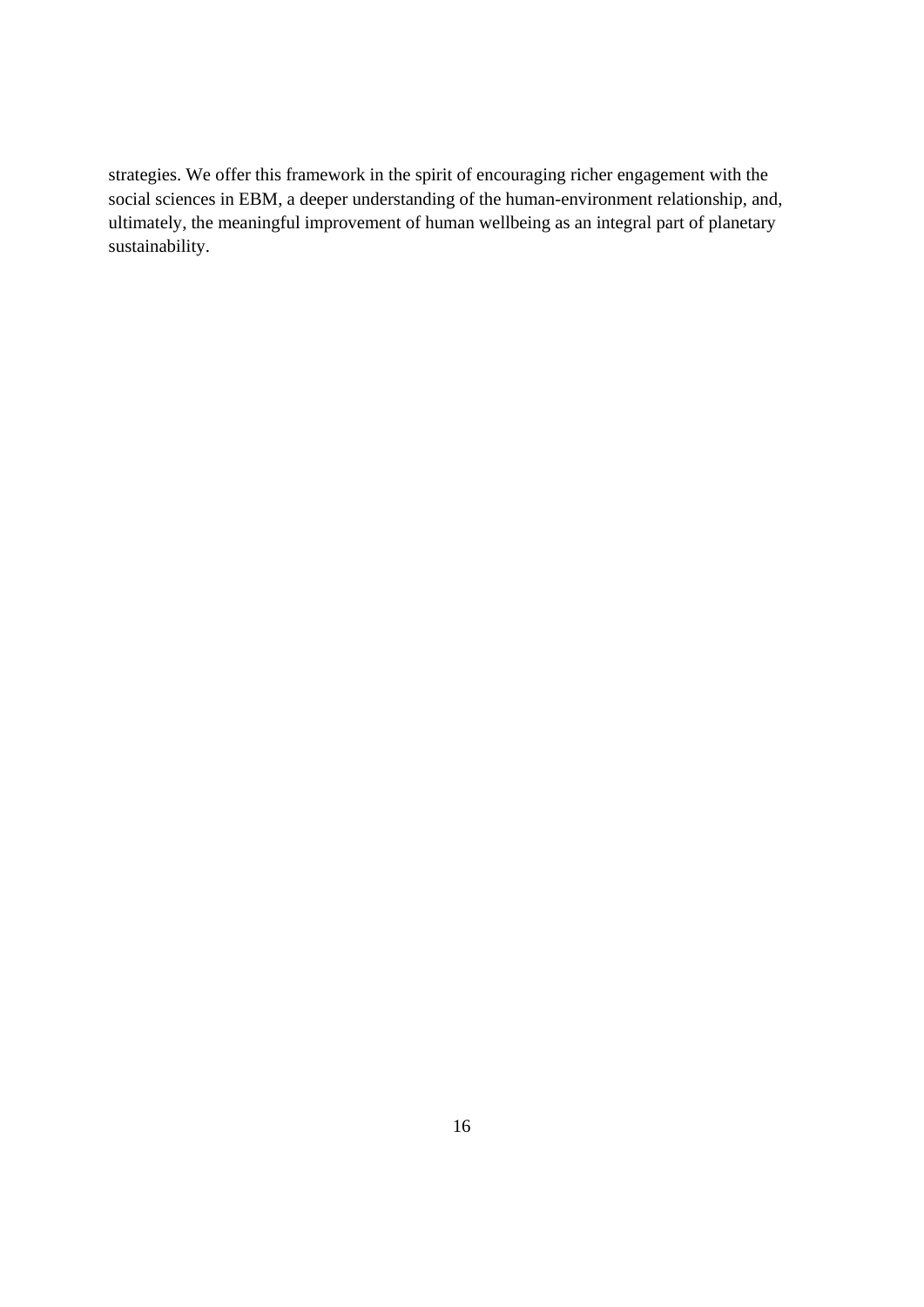strategies. We offer this framework in the spirit of encouraging richer engagement with the social sciences in EBM, a deeper understanding of the human-environment relationship, and, ultimately, the meaningful improvement of human wellbeing as an integral part of planetary sustainability.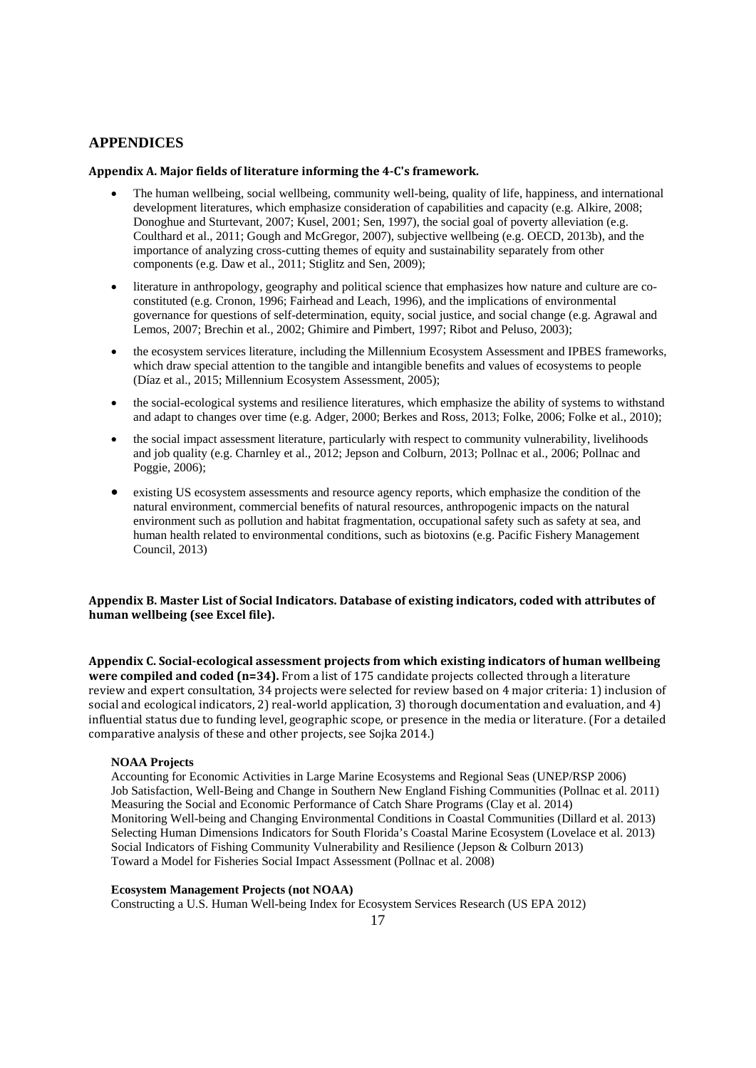# APPENDICES

**Appendix A. Major fields of literature informing the 4-C's framework.**

- The human wellbeing, social wellbeing, community well-being, quality of life, happiness, and international development literatures, which emphasize consideration of capabilities and capacity (e.g. Alkire, 2008; Donoghue and Sturtevant, 2007; Kusel, 2001; Sen, 1997), the social goal of poverty alleviation (e.g. Coulthard et al., 2011; Gough and McGregor, 2007), subjective wellbeing (e.g. OECD, 2013b), and the importance of analyzing cross-cutting themes of equity and sustainability separately from other components (e.g. Daw et al., 2011; Stiglitz and Sen, 2009);

- literature in anthropology, geography and political science that emphasizes how nature and culture are co-constituted (e.g. Cronon, 1996; Fairhead and Leach, 1996), and the implications of environmental governance for questions of self-determination, equity, social justice, and social change (e.g. Agrawal and Lemos, 2007; Brechin et al., 2002; Ghimire and Pimbert, 1997; Ribot and Peluso, 2003);

- the ecosystem services literature, including the Millennium Ecosystem Assessment and IPBES frameworks, which draw special attention to the tangible and intangible benefits and values of ecosystems to people (Díaz et al., 2015; Millennium Ecosystem Assessment, 2005);

- the social-ecological systems and resilience literatures, which emphasize the ability of systems to withstand and adapt to changes over time (e.g. Adger, 2000; Berkes and Ross, 2013; Folke, 2006; Folke et al., 2010);

- the social impact assessment literature, particularly with respect to community vulnerability, livelihoods and job quality (e.g. Charnley et al., 2012; Jepson and Colburn, 2013; Pollnac et al., 2006; Pollnac and Poggie, 2006);

- existing US ecosystem assessments and resource agency reports, which emphasize the condition of the natural environment, commercial benefits of natural resources, anthropogenic impacts on the natural environment such as pollution and habitat fragmentation, occupational safety such as safety at sea, and human health related to environmental conditions, such as biotoxins (e.g. Pacific Fishery Management Council, 2013)

**Appendix B. Master List of Social Indicators. Database of existing indicators, coded with attributes of human wellbeing (see Excel file).**

**Appendix C. Social-ecological assessment projects from which existing indicators of human wellbeing were compiled and coded (n=34).** From a list of 175 candidate projects collected through a literature review and expert consultation, 34 projects were selected for review based on 4 major criteria: 1) inclusion of social and ecological indicators, 2) real-world application, 3) thorough documentation and evaluation, and 4) influential status due to funding level, geographic scope, or presence in the media or literature. (For a detailed comparative analysis of these and other projects, see Sojka 2014.)

**NOAA Projects**

Accounting for Economic Activities in Large Marine Ecosystems and Regional Seas (UNEP/RSP 2006)
Job Satisfaction, Well-Being and Change in Southern New England Fishing Communities (Pollnac et al. 2011)
Measuring the Social and Economic Performance of Catch Share Programs (Clay et al. 2014)
Monitoring Well-being and Changing Environmental Conditions in Coastal Communities (Dillard et al. 2013)
Selecting Human Dimensions Indicators for South Florida's Coastal Marine Ecosystem (Lovelace et al. 2013)
Social Indicators of Fishing Community Vulnerability and Resilience (Jepson & Colburn 2013)
Toward a Model for Fisheries Social Impact Assessment (Pollnac et al. 2008)

**Ecosystem Management Projects (not NOAA)**

Constructing a U.S. Human Well-being Index for Ecosystem Services Research (US EPA 2012)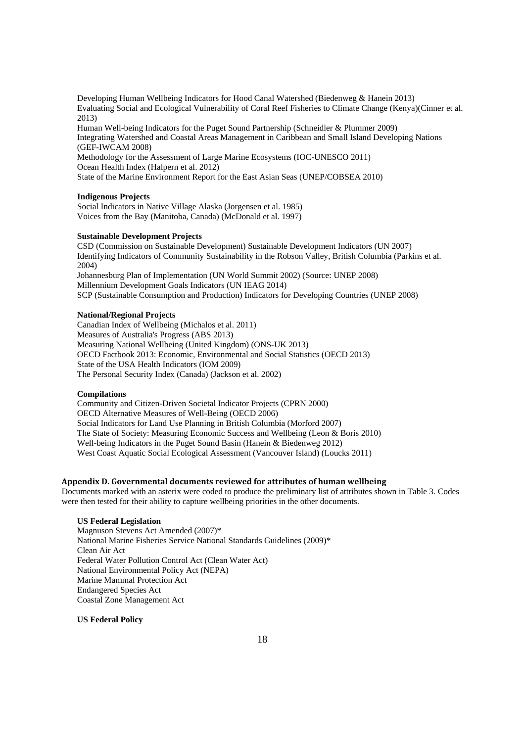Developing Human Wellbeing Indicators for Hood Canal Watershed (Biedenweg & Hanein 2013)
Evaluating Social and Ecological Vulnerability of Coral Reef Fisheries to Climate Change (Kenya)(Cinner et al. 2013)
Human Well-being Indicators for the Puget Sound Partnership (Schneidler & Plummer 2009)
Integrating Watershed and Coastal Areas Management in Caribbean and Small Island Developing Nations (GEF-IWCAM 2008)
Methodology for the Assessment of Large Marine Ecosystems (IOC-UNESCO 2011)
Ocean Health Index (Halpern et al. 2012)
State of the Marine Environment Report for the East Asian Seas (UNEP/COBSEA 2010)

**Indigenous Projects**

Social Indicators in Native Village Alaska (Jorgensen et al. 1985)
Voices from the Bay (Manitoba, Canada) (McDonald et al. 1997)

**Sustainable Development Projects**

CSD (Commission on Sustainable Development) Sustainable Development Indicators (UN 2007)
Identifying Indicators of Community Sustainability in the Robson Valley, British Columbia (Parkins et al. 2004)
Johannesburg Plan of Implementation (UN World Summit 2002) (Source: UNEP 2008)
Millennium Development Goals Indicators (UN IEAG 2014)
SCP (Sustainable Consumption and Production) Indicators for Developing Countries (UNEP 2008)

**National/Regional Projects**

Canadian Index of Wellbeing (Michalos et al. 2011)
Measures of Australia's Progress (ABS 2013)
Measuring National Wellbeing (United Kingdom) (ONS-UK 2013)
OECD Factbook 2013: Economic, Environmental and Social Statistics (OECD 2013)
State of the USA Health Indicators (IOM 2009)
The Personal Security Index (Canada) (Jackson et al. 2002)

**Compilations**

Community and Citizen-Driven Societal Indicator Projects (CPRN 2000)
OECD Alternative Measures of Well-Being (OECD 2006)
Social Indicators for Land Use Planning in British Columbia (Morford 2007)
The State of Society: Measuring Economic Success and Wellbeing (Leon & Boris 2010)
Well-being Indicators in the Puget Sound Basin (Hanein & Biedenweg 2012)
West Coast Aquatic Social Ecological Assessment (Vancouver Island) (Loucks 2011)

## Appendix D. Governmental documents reviewed for attributes of human wellbeing

Documents marked with an asterix were coded to produce the preliminary list of attributes shown in Table 3. Codes were then tested for their ability to capture wellbeing priorities in the other documents.

**US Federal Legislation**

Magnuson Stevens Act Amended (2007)*
National Marine Fisheries Service National Standards Guidelines (2009)*
Clean Air Act
Federal Water Pollution Control Act (Clean Water Act)
National Environmental Policy Act (NEPA)
Marine Mammal Protection Act
Endangered Species Act
Coastal Zone Management Act

**US Federal Policy**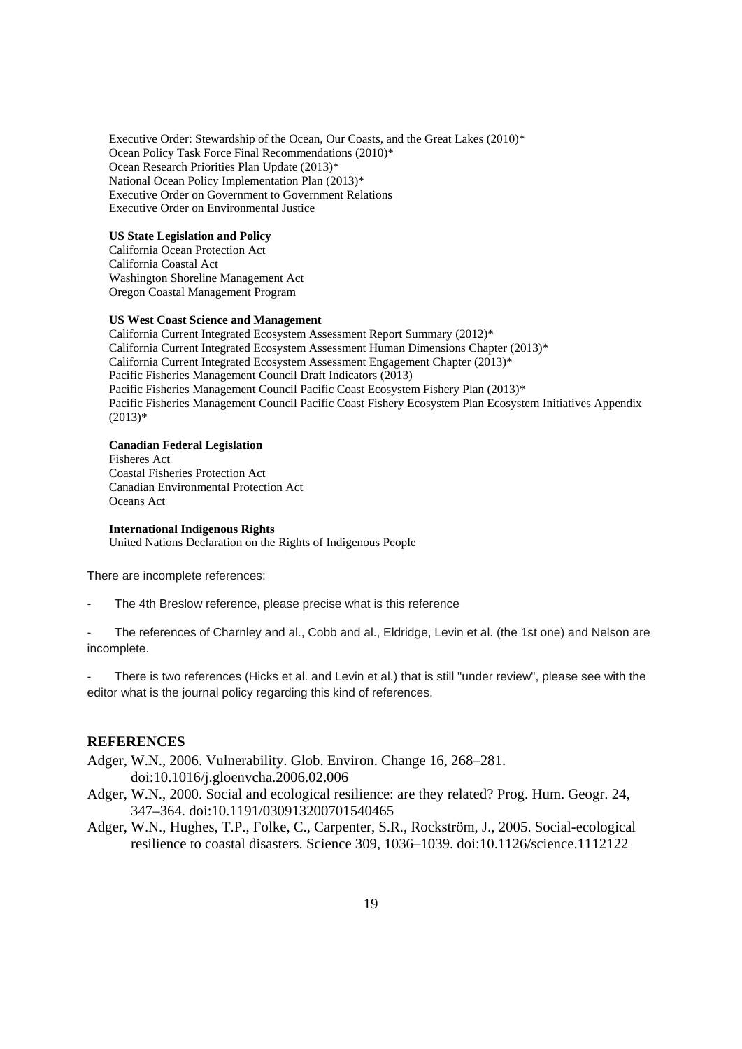Executive Order: Stewardship of the Ocean, Our Coasts, and the Great Lakes (2010)*
Ocean Policy Task Force Final Recommendations (2010)*
Ocean Research Priorities Plan Update (2013)*
National Ocean Policy Implementation Plan (2013)*
Executive Order on Government to Government Relations
Executive Order on Environmental Justice

**US State Legislation and Policy**
California Ocean Protection Act
California Coastal Act
Washington Shoreline Management Act
Oregon Coastal Management Program

**US West Coast Science and Management**
California Current Integrated Ecosystem Assessment Report Summary (2012)*
California Current Integrated Ecosystem Assessment Human Dimensions Chapter (2013)*
California Current Integrated Ecosystem Assessment Engagement Chapter (2013)*
Pacific Fisheries Management Council Draft Indicators (2013)
Pacific Fisheries Management Council Pacific Coast Ecosystem Fishery Plan (2013)*
Pacific Fisheries Management Council Pacific Coast Fishery Ecosystem Plan Ecosystem Initiatives Appendix (2013)*

**Canadian Federal Legislation**
Fisheres Act
Coastal Fisheries Protection Act
Canadian Environmental Protection Act
Oceans Act

**International Indigenous Rights**
United Nations Declaration on the Rights of Indigenous People

There are incomplete references:

- The 4th Breslow reference, please precise what is this reference

- The references of Charnley and al., Cobb and al., Eldridge, Levin et al. (the 1st one) and Nelson are incomplete.

- There is two references (Hicks et al. and Levin et al.) that is still "under review", please see with the editor what is the journal policy regarding this kind of references.

## REFERENCES

Adger, W.N., 2006. Vulnerability. Glob. Environ. Change 16, 268–281. doi:10.1016/j.gloenvcha.2006.02.006

Adger, W.N., 2000. Social and ecological resilience: are they related? Prog. Hum. Geogr. 24, 347–364. doi:10.1191/030913200701540465

Adger, W.N., Hughes, T.P., Folke, C., Carpenter, S.R., Rockström, J., 2005. Social-ecological resilience to coastal disasters. Science 309, 1036–1039. doi:10.1126/science.1112122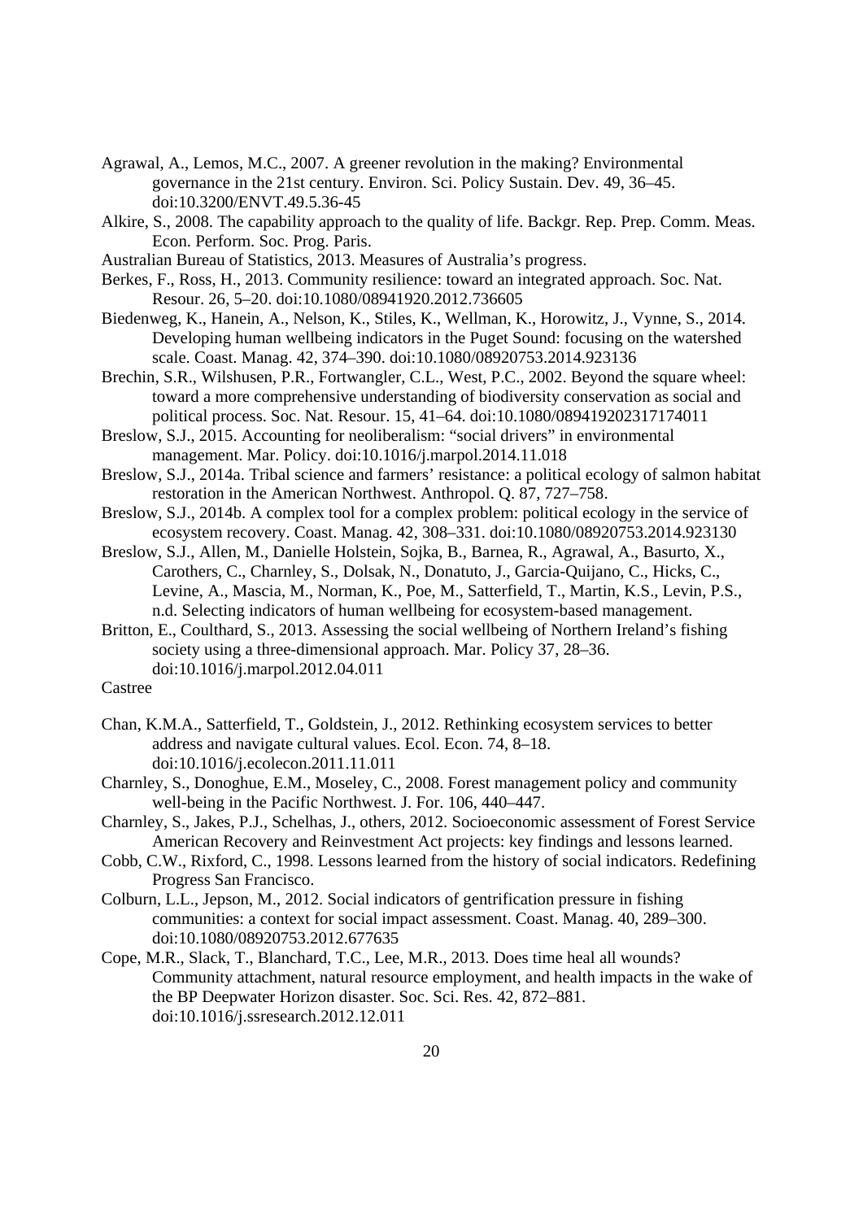Agrawal, A., Lemos, M.C., 2007. A greener revolution in the making? Environmental governance in the 21st century. Environ. Sci. Policy Sustain. Dev. 49, 36–45. doi:10.3200/ENVT.49.5.36-45

Alkire, S., 2008. The capability approach to the quality of life. Backgr. Rep. Prep. Comm. Meas. Econ. Perform. Soc. Prog. Paris.

Australian Bureau of Statistics, 2013. Measures of Australia's progress.

Berkes, F., Ross, H., 2013. Community resilience: toward an integrated approach. Soc. Nat. Resour. 26, 5–20. doi:10.1080/08941920.2012.736605

Biedenweg, K., Hanein, A., Nelson, K., Stiles, K., Wellman, K., Horowitz, J., Vynne, S., 2014. Developing human wellbeing indicators in the Puget Sound: focusing on the watershed scale. Coast. Manag. 42, 374–390. doi:10.1080/08920753.2014.923136

Brechin, S.R., Wilshusen, P.R., Fortwangler, C.L., West, P.C., 2002. Beyond the square wheel: toward a more comprehensive understanding of biodiversity conservation as social and political process. Soc. Nat. Resour. 15, 41–64. doi:10.1080/089419202317174011

Breslow, S.J., 2015. Accounting for neoliberalism: "social drivers" in environmental management. Mar. Policy. doi:10.1016/j.marpol.2014.11.018

Breslow, S.J., 2014a. Tribal science and farmers' resistance: a political ecology of salmon habitat restoration in the American Northwest. Anthropol. Q. 87, 727–758.

Breslow, S.J., 2014b. A complex tool for a complex problem: political ecology in the service of ecosystem recovery. Coast. Manag. 42, 308–331. doi:10.1080/08920753.2014.923130

Breslow, S.J., Allen, M., Danielle Holstein, Sojka, B., Barnea, R., Agrawal, A., Basurto, X., Carothers, C., Charnley, S., Dolsak, N., Donatuto, J., Garcia-Quijano, C., Hicks, C., Levine, A., Mascia, M., Norman, K., Poe, M., Satterfield, T., Martin, K.S., Levin, P.S., n.d. Selecting indicators of human wellbeing for ecosystem-based management.

Britton, E., Coulthard, S., 2013. Assessing the social wellbeing of Northern Ireland's fishing society using a three-dimensional approach. Mar. Policy 37, 28–36. doi:10.1016/j.marpol.2012.04.011

Castree

Chan, K.M.A., Satterfield, T., Goldstein, J., 2012. Rethinking ecosystem services to better address and navigate cultural values. Ecol. Econ. 74, 8–18. doi:10.1016/j.ecolecon.2011.11.011

Charnley, S., Donoghue, E.M., Moseley, C., 2008. Forest management policy and community well-being in the Pacific Northwest. J. For. 106, 440–447.

Charnley, S., Jakes, P.J., Schelhas, J., others, 2012. Socioeconomic assessment of Forest Service American Recovery and Reinvestment Act projects: key findings and lessons learned.

Cobb, C.W., Rixford, C., 1998. Lessons learned from the history of social indicators. Redefining Progress San Francisco.

Colburn, L.L., Jepson, M., 2012. Social indicators of gentrification pressure in fishing communities: a context for social impact assessment. Coast. Manag. 40, 289–300. doi:10.1080/08920753.2012.677635

Cope, M.R., Slack, T., Blanchard, T.C., Lee, M.R., 2013. Does time heal all wounds? Community attachment, natural resource employment, and health impacts in the wake of the BP Deepwater Horizon disaster. Soc. Sci. Res. 42, 872–881. doi:10.1016/j.ssresearch.2012.12.011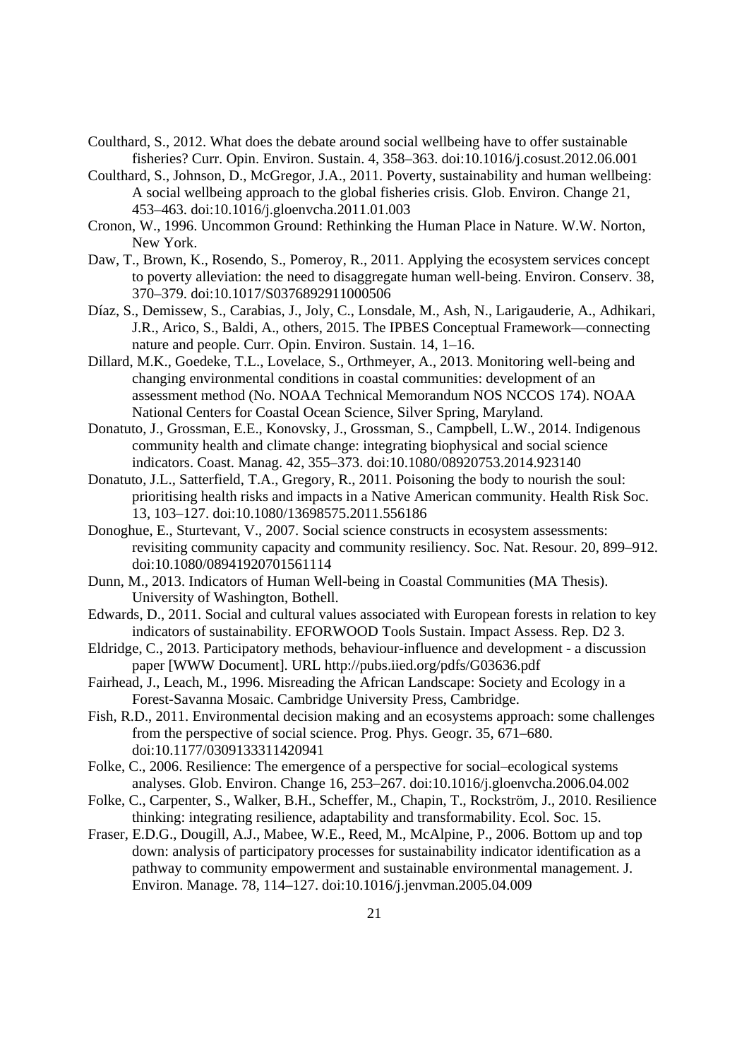Coulthard, S., 2012. What does the debate around social wellbeing have to offer sustainable fisheries? Curr. Opin. Environ. Sustain. 4, 358–363. doi:10.1016/j.cosust.2012.06.001

Coulthard, S., Johnson, D., McGregor, J.A., 2011. Poverty, sustainability and human wellbeing: A social wellbeing approach to the global fisheries crisis. Glob. Environ. Change 21, 453–463. doi:10.1016/j.gloenvcha.2011.01.003

Cronon, W., 1996. Uncommon Ground: Rethinking the Human Place in Nature. W.W. Norton, New York.

Daw, T., Brown, K., Rosendo, S., Pomeroy, R., 2011. Applying the ecosystem services concept to poverty alleviation: the need to disaggregate human well-being. Environ. Conserv. 38, 370–379. doi:10.1017/S0376892911000506

Díaz, S., Demissew, S., Carabias, J., Joly, C., Lonsdale, M., Ash, N., Larigauderie, A., Adhikari, J.R., Arico, S., Baldi, A., others, 2015. The IPBES Conceptual Framework—connecting nature and people. Curr. Opin. Environ. Sustain. 14, 1–16.

Dillard, M.K., Goedeke, T.L., Lovelace, S., Orthmeyer, A., 2013. Monitoring well-being and changing environmental conditions in coastal communities: development of an assessment method (No. NOAA Technical Memorandum NOS NCCOS 174). NOAA National Centers for Coastal Ocean Science, Silver Spring, Maryland.

Donatuto, J., Grossman, E.E., Konovsky, J., Grossman, S., Campbell, L.W., 2014. Indigenous community health and climate change: integrating biophysical and social science indicators. Coast. Manag. 42, 355–373. doi:10.1080/08920753.2014.923140

Donatuto, J.L., Satterfield, T.A., Gregory, R., 2011. Poisoning the body to nourish the soul: prioritising health risks and impacts in a Native American community. Health Risk Soc. 13, 103–127. doi:10.1080/13698575.2011.556186

Donoghue, E., Sturtevant, V., 2007. Social science constructs in ecosystem assessments: revisiting community capacity and community resiliency. Soc. Nat. Resour. 20, 899–912. doi:10.1080/08941920701561114

Dunn, M., 2013. Indicators of Human Well-being in Coastal Communities (MA Thesis). University of Washington, Bothell.

Edwards, D., 2011. Social and cultural values associated with European forests in relation to key indicators of sustainability. EFORWOOD Tools Sustain. Impact Assess. Rep. D2 3.

Eldridge, C., 2013. Participatory methods, behaviour-influence and development - a discussion paper [WWW Document]. URL http://pubs.iied.org/pdfs/G03636.pdf

Fairhead, J., Leach, M., 1996. Misreading the African Landscape: Society and Ecology in a Forest-Savanna Mosaic. Cambridge University Press, Cambridge.

Fish, R.D., 2011. Environmental decision making and an ecosystems approach: some challenges from the perspective of social science. Prog. Phys. Geogr. 35, 671–680. doi:10.1177/0309133311420941

Folke, C., 2006. Resilience: The emergence of a perspective for social–ecological systems analyses. Glob. Environ. Change 16, 253–267. doi:10.1016/j.gloenvcha.2006.04.002

Folke, C., Carpenter, S., Walker, B.H., Scheffer, M., Chapin, T., Rockström, J., 2010. Resilience thinking: integrating resilience, adaptability and transformability. Ecol. Soc. 15.

Fraser, E.D.G., Dougill, A.J., Mabee, W.E., Reed, M., McAlpine, P., 2006. Bottom up and top down: analysis of participatory processes for sustainability indicator identification as a pathway to community empowerment and sustainable environmental management. J. Environ. Manage. 78, 114–127. doi:10.1016/j.jenvman.2005.04.009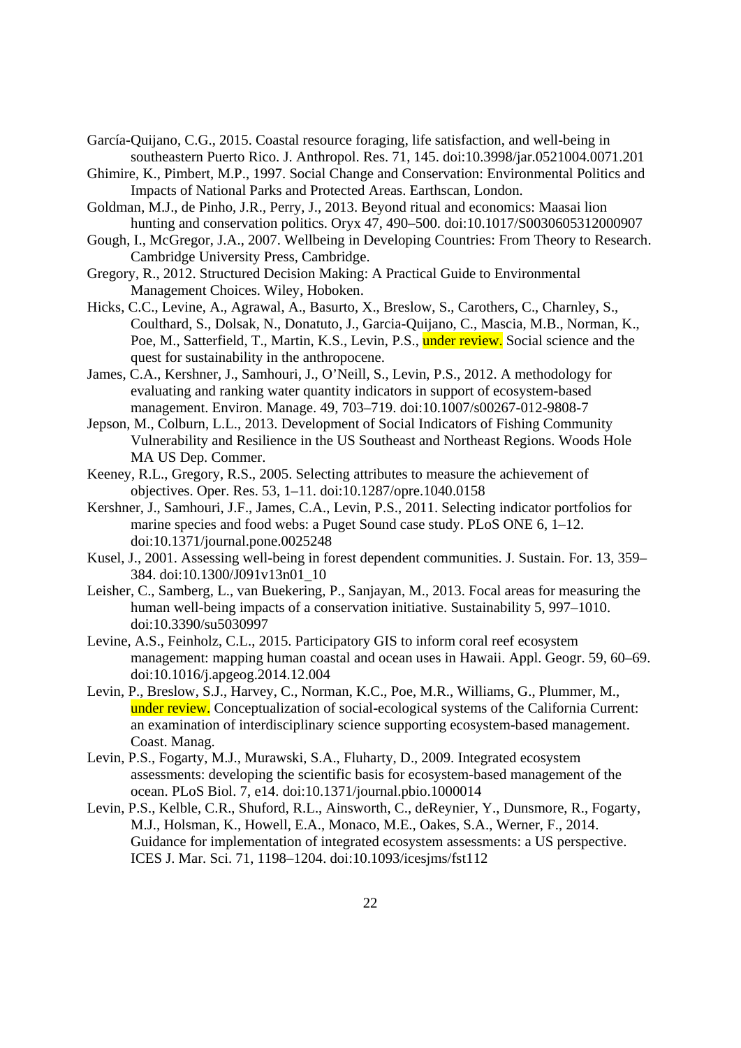García-Quijano, C.G., 2015. Coastal resource foraging, life satisfaction, and well-being in southeastern Puerto Rico. J. Anthropol. Res. 71, 145. doi:10.3998/jar.0521004.0071.201

Ghimire, K., Pimbert, M.P., 1997. Social Change and Conservation: Environmental Politics and Impacts of National Parks and Protected Areas. Earthscan, London.

Goldman, M.J., de Pinho, J.R., Perry, J., 2013. Beyond ritual and economics: Maasai lion hunting and conservation politics. Oryx 47, 490–500. doi:10.1017/S0030605312000907

Gough, I., McGregor, J.A., 2007. Wellbeing in Developing Countries: From Theory to Research. Cambridge University Press, Cambridge.

Gregory, R., 2012. Structured Decision Making: A Practical Guide to Environmental Management Choices. Wiley, Hoboken.

Hicks, C.C., Levine, A., Agrawal, A., Basurto, X., Breslow, S., Carothers, C., Charnley, S., Coulthard, S., Dolsak, N., Donatuto, J., Garcia-Quijano, C., Mascia, M.B., Norman, K., Poe, M., Satterfield, T., Martin, K.S., Levin, P.S., under review. Social science and the quest for sustainability in the anthropocene.

James, C.A., Kershner, J., Samhouri, J., O'Neill, S., Levin, P.S., 2012. A methodology for evaluating and ranking water quantity indicators in support of ecosystem-based management. Environ. Manage. 49, 703–719. doi:10.1007/s00267-012-9808-7

Jepson, M., Colburn, L.L., 2013. Development of Social Indicators of Fishing Community Vulnerability and Resilience in the US Southeast and Northeast Regions. Woods Hole MA US Dep. Commer.

Keeney, R.L., Gregory, R.S., 2005. Selecting attributes to measure the achievement of objectives. Oper. Res. 53, 1–11. doi:10.1287/opre.1040.0158

Kershner, J., Samhouri, J.F., James, C.A., Levin, P.S., 2011. Selecting indicator portfolios for marine species and food webs: a Puget Sound case study. PLoS ONE 6, 1–12. doi:10.1371/journal.pone.0025248

Kusel, J., 2001. Assessing well-being in forest dependent communities. J. Sustain. For. 13, 359–384. doi:10.1300/J091v13n01_10

Leisher, C., Samberg, L., van Buekering, P., Sanjayan, M., 2013. Focal areas for measuring the human well-being impacts of a conservation initiative. Sustainability 5, 997–1010. doi:10.3390/su5030997

Levine, A.S., Feinholz, C.L., 2015. Participatory GIS to inform coral reef ecosystem management: mapping human coastal and ocean uses in Hawaii. Appl. Geogr. 59, 60–69. doi:10.1016/j.apgeog.2014.12.004

Levin, P., Breslow, S.J., Harvey, C., Norman, K.C., Poe, M.R., Williams, G., Plummer, M., under review. Conceptualization of social-ecological systems of the California Current: an examination of interdisciplinary science supporting ecosystem-based management. Coast. Manag.

Levin, P.S., Fogarty, M.J., Murawski, S.A., Fluharty, D., 2009. Integrated ecosystem assessments: developing the scientific basis for ecosystem-based management of the ocean. PLoS Biol. 7, e14. doi:10.1371/journal.pbio.1000014

Levin, P.S., Kelble, C.R., Shuford, R.L., Ainsworth, C., deReynier, Y., Dunsmore, R., Fogarty, M.J., Holsman, K., Howell, E.A., Monaco, M.E., Oakes, S.A., Werner, F., 2014. Guidance for implementation of integrated ecosystem assessments: a US perspective. ICES J. Mar. Sci. 71, 1198–1204. doi:10.1093/icesjms/fst112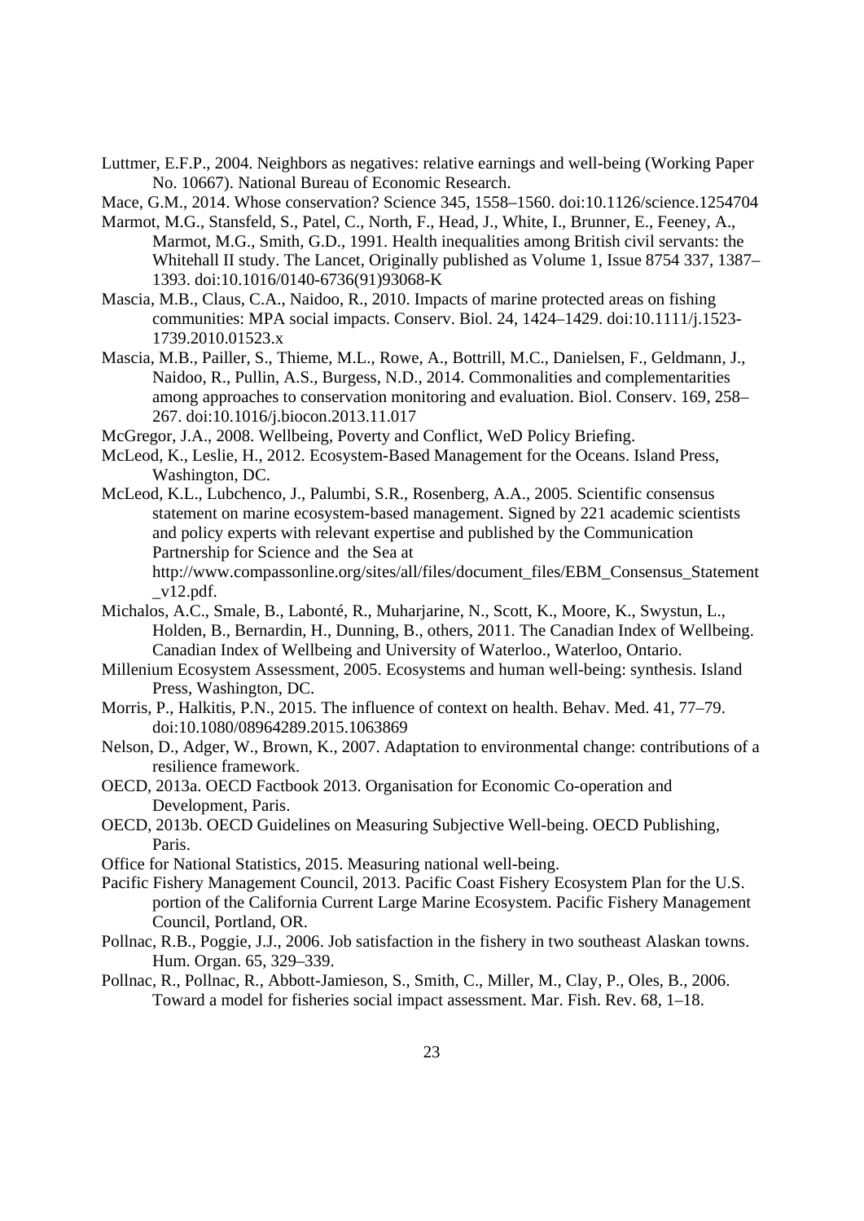Luttmer, E.F.P., 2004. Neighbors as negatives: relative earnings and well-being (Working Paper No. 10667). National Bureau of Economic Research.

Mace, G.M., 2014. Whose conservation? Science 345, 1558–1560. doi:10.1126/science.1254704

Marmot, M.G., Stansfeld, S., Patel, C., North, F., Head, J., White, I., Brunner, E., Feeney, A., Marmot, M.G., Smith, G.D., 1991. Health inequalities among British civil servants: the Whitehall II study. The Lancet, Originally published as Volume 1, Issue 8754 337, 1387–1393. doi:10.1016/0140-6736(91)93068-K

Mascia, M.B., Claus, C.A., Naidoo, R., 2010. Impacts of marine protected areas on fishing communities: MPA social impacts. Conserv. Biol. 24, 1424–1429. doi:10.1111/j.1523-1739.2010.01523.x

Mascia, M.B., Pailler, S., Thieme, M.L., Rowe, A., Bottrill, M.C., Danielsen, F., Geldmann, J., Naidoo, R., Pullin, A.S., Burgess, N.D., 2014. Commonalities and complementarities among approaches to conservation monitoring and evaluation. Biol. Conserv. 169, 258–267. doi:10.1016/j.biocon.2013.11.017

McGregor, J.A., 2008. Wellbeing, Poverty and Conflict, WeD Policy Briefing.

McLeod, K., Leslie, H., 2012. Ecosystem-Based Management for the Oceans. Island Press, Washington, DC.

McLeod, K.L., Lubchenco, J., Palumbi, S.R., Rosenberg, A.A., 2005. Scientific consensus statement on marine ecosystem-based management. Signed by 221 academic scientists and policy experts with relevant expertise and published by the Communication Partnership for Science and the Sea at http://www.compassonline.org/sites/all/files/document_files/EBM_Consensus_Statement_v12.pdf.

Michalos, A.C., Smale, B., Labonté, R., Muharjarine, N., Scott, K., Moore, K., Swystun, L., Holden, B., Bernardin, H., Dunning, B., others, 2011. The Canadian Index of Wellbeing. Canadian Index of Wellbeing and University of Waterloo., Waterloo, Ontario.

Millenium Ecosystem Assessment, 2005. Ecosystems and human well-being: synthesis. Island Press, Washington, DC.

Morris, P., Halkitis, P.N., 2015. The influence of context on health. Behav. Med. 41, 77–79. doi:10.1080/08964289.2015.1063869

Nelson, D., Adger, W., Brown, K., 2007. Adaptation to environmental change: contributions of a resilience framework.

OECD, 2013a. OECD Factbook 2013. Organisation for Economic Co-operation and Development, Paris.

OECD, 2013b. OECD Guidelines on Measuring Subjective Well-being. OECD Publishing, Paris.

Office for National Statistics, 2015. Measuring national well-being.

Pacific Fishery Management Council, 2013. Pacific Coast Fishery Ecosystem Plan for the U.S. portion of the California Current Large Marine Ecosystem. Pacific Fishery Management Council, Portland, OR.

Pollnac, R.B., Poggie, J.J., 2006. Job satisfaction in the fishery in two southeast Alaskan towns. Hum. Organ. 65, 329–339.

Pollnac, R., Pollnac, R., Abbott-Jamieson, S., Smith, C., Miller, M., Clay, P., Oles, B., 2006. Toward a model for fisheries social impact assessment. Mar. Fish. Rev. 68, 1–18.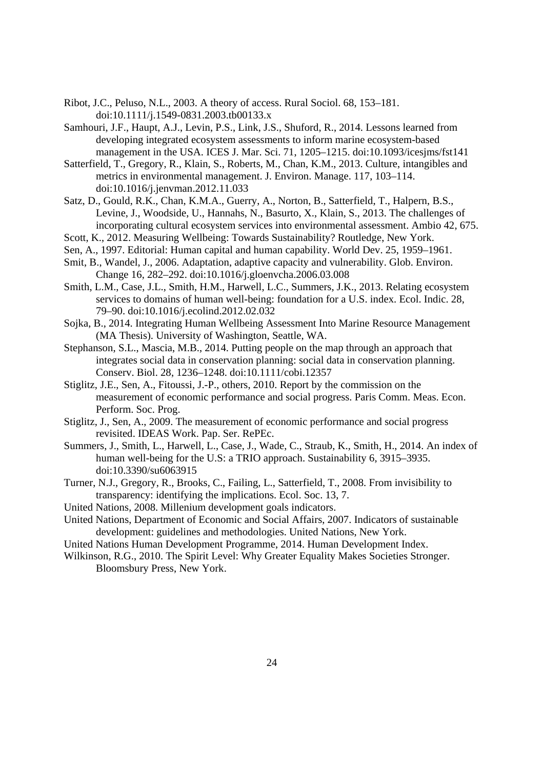Ribot, J.C., Peluso, N.L., 2003. A theory of access. Rural Sociol. 68, 153–181. doi:10.1111/j.1549-0831.2003.tb00133.x

Samhouri, J.F., Haupt, A.J., Levin, P.S., Link, J.S., Shuford, R., 2014. Lessons learned from developing integrated ecosystem assessments to inform marine ecosystem-based management in the USA. ICES J. Mar. Sci. 71, 1205–1215. doi:10.1093/icesjms/fst141

Satterfield, T., Gregory, R., Klain, S., Roberts, M., Chan, K.M., 2013. Culture, intangibles and metrics in environmental management. J. Environ. Manage. 117, 103–114. doi:10.1016/j.jenvman.2012.11.033

Satz, D., Gould, R.K., Chan, K.M.A., Guerry, A., Norton, B., Satterfield, T., Halpern, B.S., Levine, J., Woodside, U., Hannahs, N., Basurto, X., Klain, S., 2013. The challenges of incorporating cultural ecosystem services into environmental assessment. Ambio 42, 675.

Scott, K., 2012. Measuring Wellbeing: Towards Sustainability? Routledge, New York.

Sen, A., 1997. Editorial: Human capital and human capability. World Dev. 25, 1959–1961.

Smit, B., Wandel, J., 2006. Adaptation, adaptive capacity and vulnerability. Glob. Environ. Change 16, 282–292. doi:10.1016/j.gloenvcha.2006.03.008

Smith, L.M., Case, J.L., Smith, H.M., Harwell, L.C., Summers, J.K., 2013. Relating ecosystem services to domains of human well-being: foundation for a U.S. index. Ecol. Indic. 28, 79–90. doi:10.1016/j.ecolind.2012.02.032

Sojka, B., 2014. Integrating Human Wellbeing Assessment Into Marine Resource Management (MA Thesis). University of Washington, Seattle, WA.

Stephanson, S.L., Mascia, M.B., 2014. Putting people on the map through an approach that integrates social data in conservation planning: social data in conservation planning. Conserv. Biol. 28, 1236–1248. doi:10.1111/cobi.12357

Stiglitz, J.E., Sen, A., Fitoussi, J.-P., others, 2010. Report by the commission on the measurement of economic performance and social progress. Paris Comm. Meas. Econ. Perform. Soc. Prog.

Stiglitz, J., Sen, A., 2009. The measurement of economic performance and social progress revisited. IDEAS Work. Pap. Ser. RePEc.

Summers, J., Smith, L., Harwell, L., Case, J., Wade, C., Straub, K., Smith, H., 2014. An index of human well-being for the U.S: a TRIO approach. Sustainability 6, 3915–3935. doi:10.3390/su6063915

Turner, N.J., Gregory, R., Brooks, C., Failing, L., Satterfield, T., 2008. From invisibility to transparency: identifying the implications. Ecol. Soc. 13, 7.

United Nations, 2008. Millenium development goals indicators.

United Nations, Department of Economic and Social Affairs, 2007. Indicators of sustainable development: guidelines and methodologies. United Nations, New York.

United Nations Human Development Programme, 2014. Human Development Index.

Wilkinson, R.G., 2010. The Spirit Level: Why Greater Equality Makes Societies Stronger. Bloomsbury Press, New York.